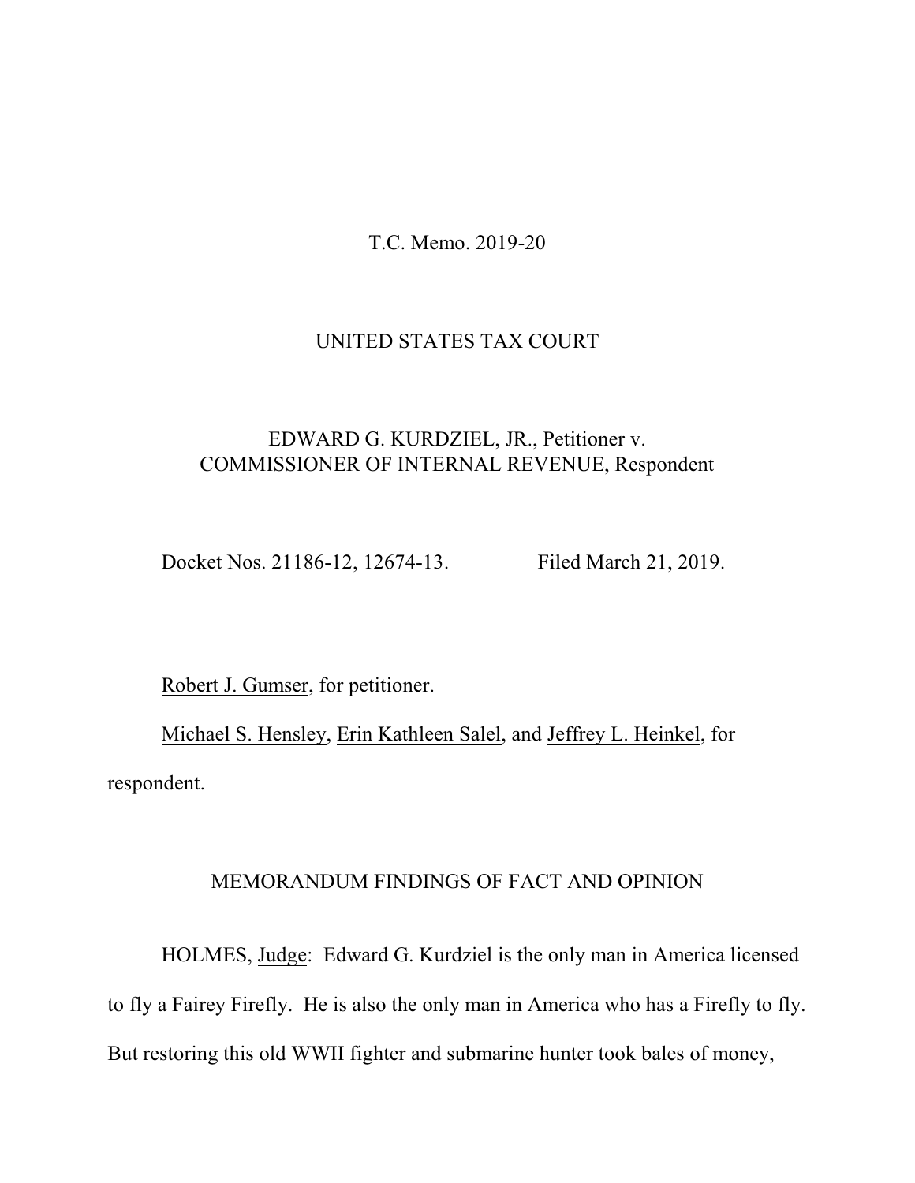T.C. Memo. 2019-20

UNITED STATES TAX COURT

EDWARD G. KURDZIEL, JR., Petitioner v. COMMISSIONER OF INTERNAL REVENUE, Respondent

Docket Nos. 21186-12, 12674-13. Filed March 21, 2019.

Robert J. Gumser, for petitioner.

Michael S. Hensley, Erin Kathleen Salel, and Jeffrey L. Heinkel, for respondent.

MEMORANDUM FINDINGS OF FACT AND OPINION

HOLMES, Judge: Edward G. Kurdziel is the only man in America licensed to fly a Fairey Firefly. He is also the only man in America who has a Firefly to fly. But restoring this old WWII fighter and submarine hunter took bales of money,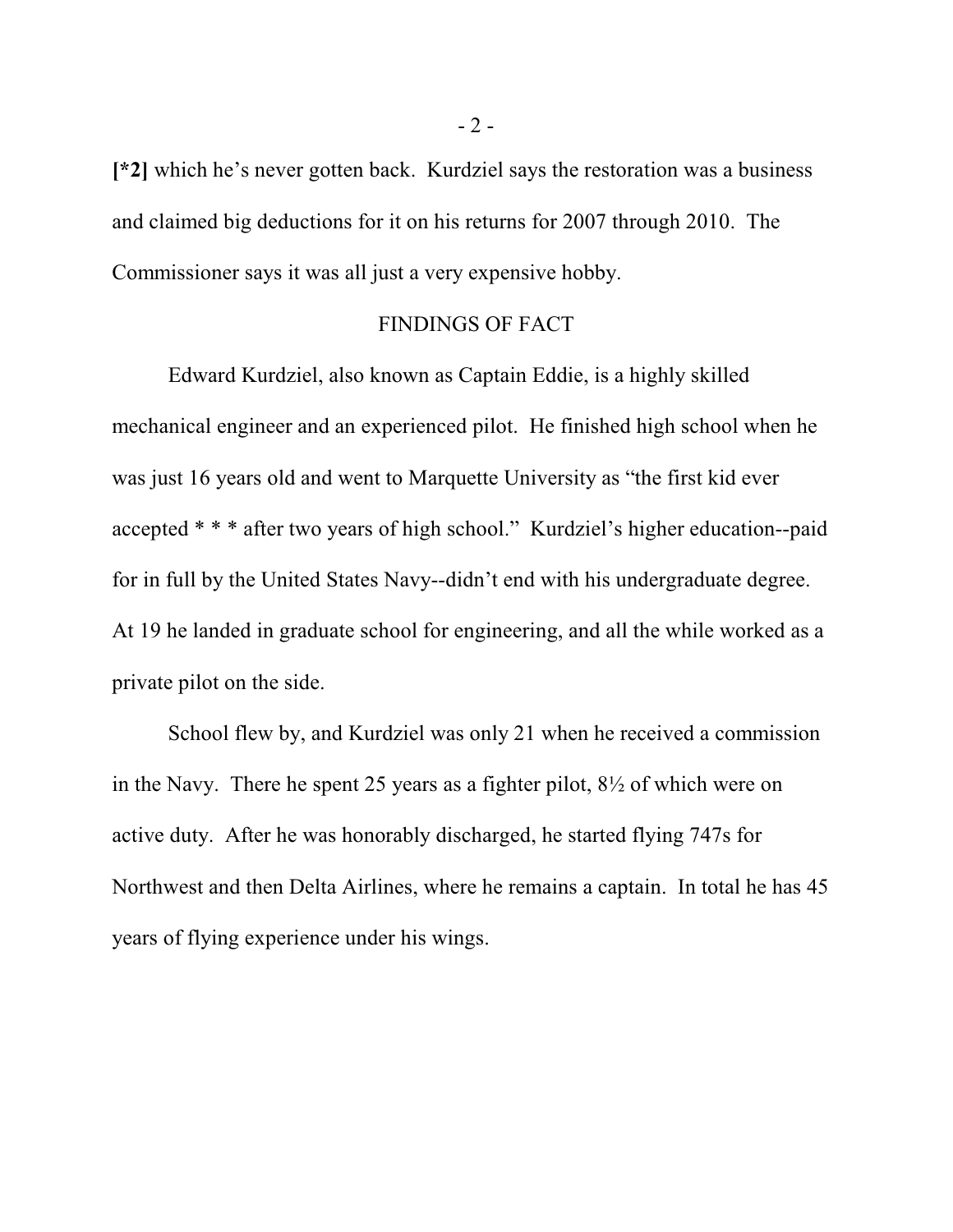**[*2]** which he's never gotten back. Kurdziel says the restoration was a business and claimed big deductions for it on his returns for 2007 through 2010. The Commissioner says it was all just a very expensive hobby.

## FINDINGS OF FACT

Edward Kurdziel, also known as Captain Eddie, is a highly skilled mechanical engineer and an experienced pilot. He finished high school when he was just 16 years old and went to Marquette University as "the first kid ever accepted * * * after two years of high school." Kurdziel's higher education--paid for in full by the United States Navy--didn't end with his undergraduate degree. At 19 he landed in graduate school for engineering, and all the while worked as a private pilot on the side.

School flew by, and Kurdziel was only 21 when he received a commission in the Navy. There he spent 25 years as a fighter pilot, 8½ of which were on active duty. After he was honorably discharged, he started flying 747s for Northwest and then Delta Airlines, where he remains a captain. In total he has 45 years of flying experience under his wings.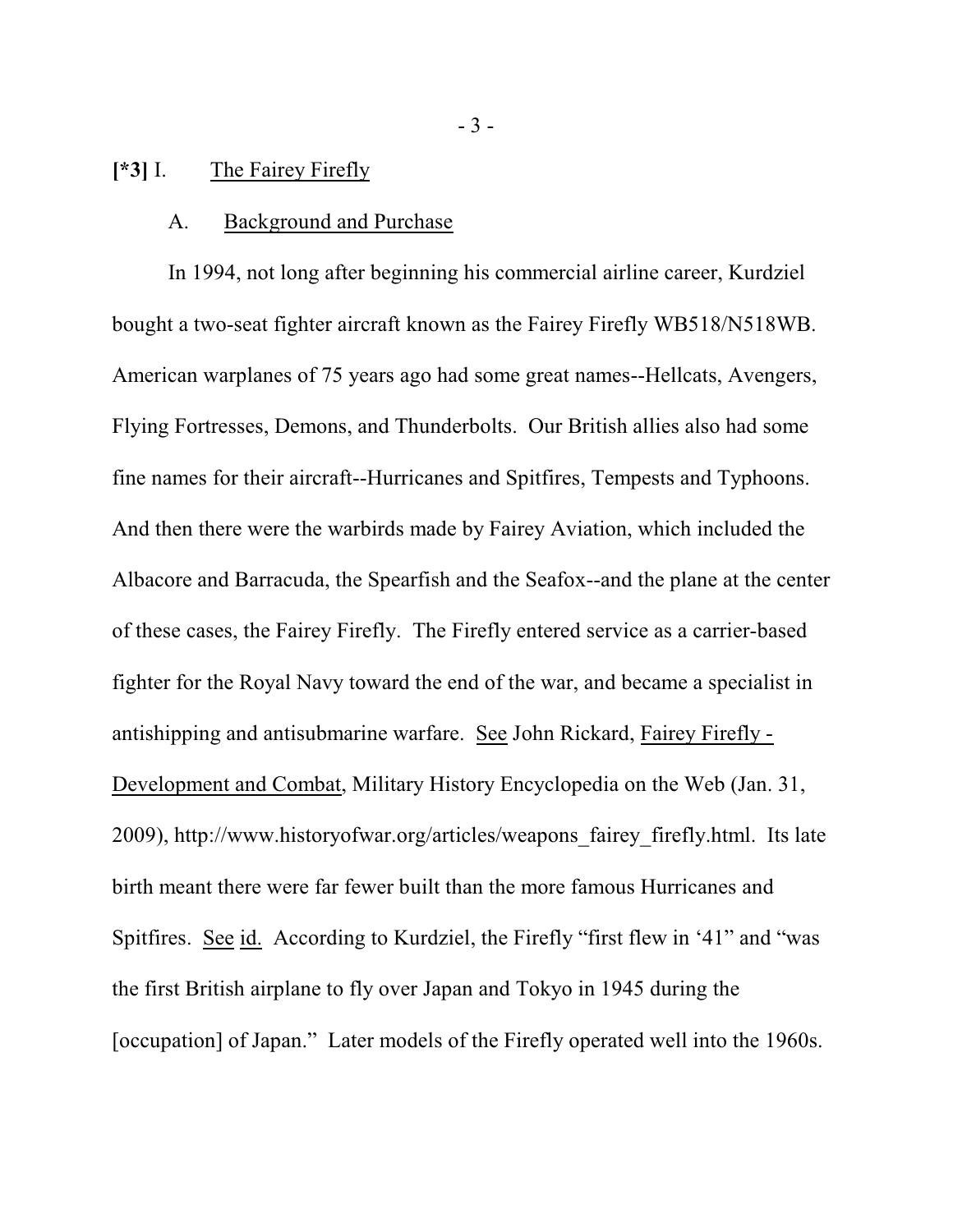**[*3]** I. The Fairey Firefly

A. Background and Purchase

In 1994, not long after beginning his commercial airline career, Kurdziel bought a two-seat fighter aircraft known as the Fairey Firefly WB518/N518WB. American warplanes of 75 years ago had some great names--Hellcats, Avengers, Flying Fortresses, Demons, and Thunderbolts. Our British allies also had some fine names for their aircraft--Hurricanes and Spitfires, Tempests and Typhoons. And then there were the warbirds made by Fairey Aviation, which included the Albacore and Barracuda, the Spearfish and the Seafox--and the plane at the center of these cases, the Fairey Firefly. The Firefly entered service as a carrier-based fighter for the Royal Navy toward the end of the war, and became a specialist in antishipping and antisubmarine warfare. See John Rickard, Fairey Firefly - Development and Combat, Military History Encyclopedia on the Web (Jan. 31, 2009), http://www.historyofwar.org/articles/weapons_fairey_firefly.html. Its late birth meant there were far fewer built than the more famous Hurricanes and Spitfires. See id. According to Kurdziel, the Firefly "first flew in '41" and "was the first British airplane to fly over Japan and Tokyo in 1945 during the [occupation] of Japan." Later models of the Firefly operated well into the 1960s.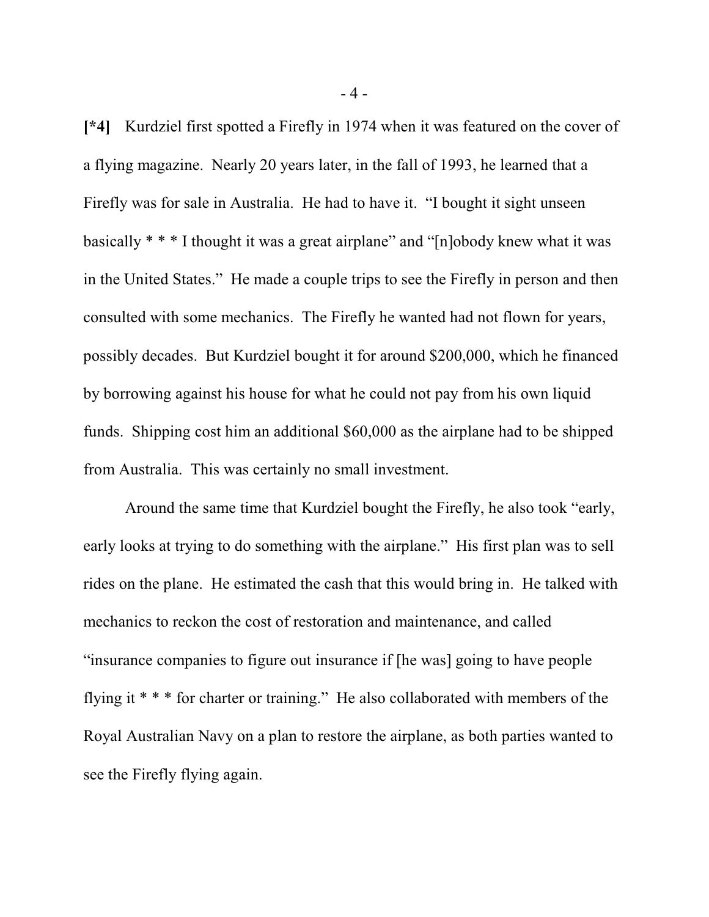**[*4]** Kurdziel first spotted a Firefly in 1974 when it was featured on the cover of a flying magazine. Nearly 20 years later, in the fall of 1993, he learned that a Firefly was for sale in Australia. He had to have it. "I bought it sight unseen basically * * * I thought it was a great airplane" and "[n]obody knew what it was in the United States." He made a couple trips to see the Firefly in person and then consulted with some mechanics. The Firefly he wanted had not flown for years, possibly decades. But Kurdziel bought it for around $200,000, which he financed by borrowing against his house for what he could not pay from his own liquid funds. Shipping cost him an additional $60,000 as the airplane had to be shipped from Australia. This was certainly no small investment.

Around the same time that Kurdziel bought the Firefly, he also took "early, early looks at trying to do something with the airplane." His first plan was to sell rides on the plane. He estimated the cash that this would bring in. He talked with mechanics to reckon the cost of restoration and maintenance, and called "insurance companies to figure out insurance if [he was] going to have people flying it * * * for charter or training." He also collaborated with members of the Royal Australian Navy on a plan to restore the airplane, as both parties wanted to see the Firefly flying again.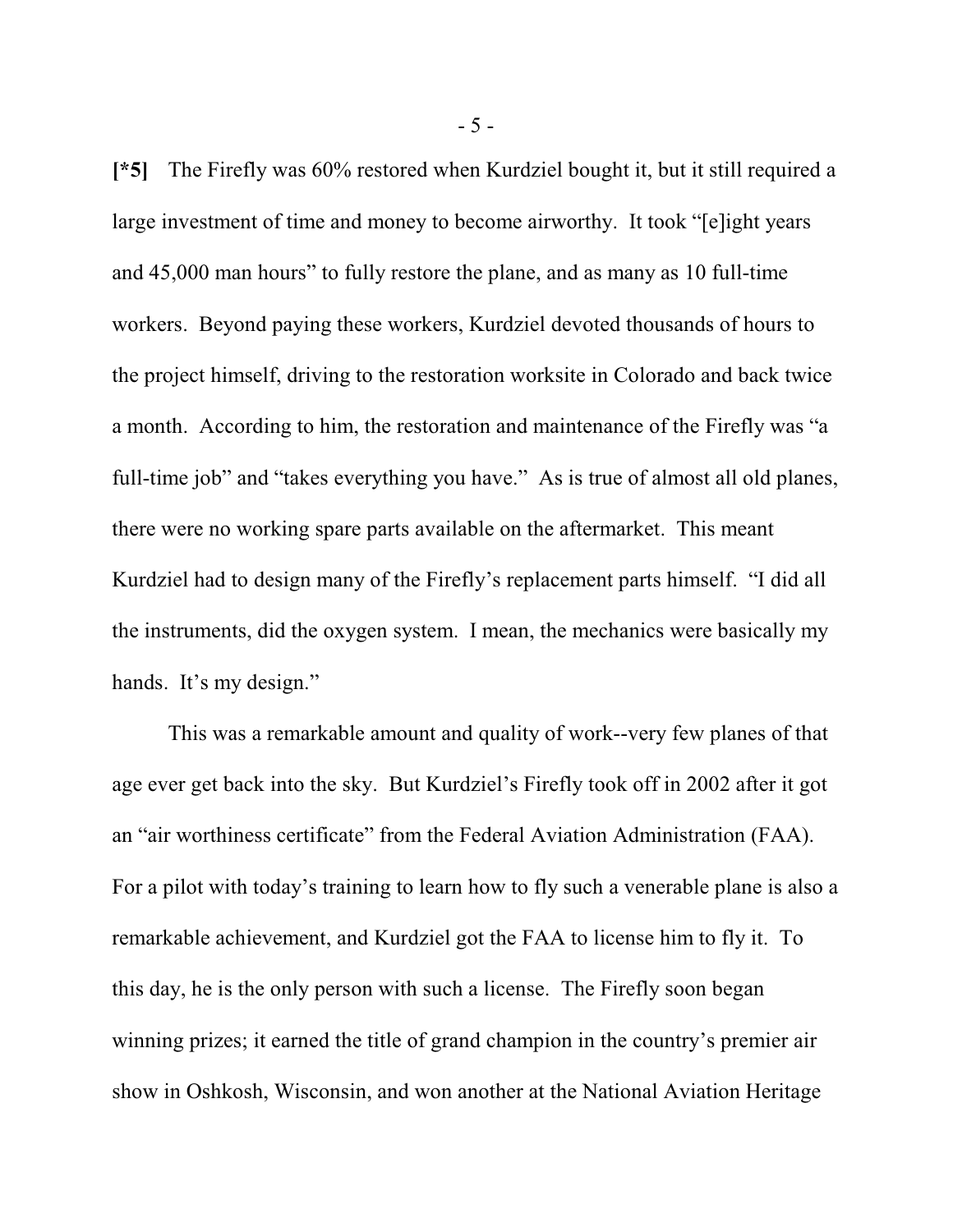**[*5]** The Firefly was 60% restored when Kurdziel bought it, but it still required a large investment of time and money to become airworthy. It took "[e]ight years and 45,000 man hours" to fully restore the plane, and as many as 10 full-time workers. Beyond paying these workers, Kurdziel devoted thousands of hours to the project himself, driving to the restoration worksite in Colorado and back twice a month. According to him, the restoration and maintenance of the Firefly was "a full-time job" and "takes everything you have." As is true of almost all old planes, there were no working spare parts available on the aftermarket. This meant Kurdziel had to design many of the Firefly's replacement parts himself. "I did all the instruments, did the oxygen system. I mean, the mechanics were basically my hands. It's my design."

This was a remarkable amount and quality of work--very few planes of that age ever get back into the sky. But Kurdziel's Firefly took off in 2002 after it got an "air worthiness certificate" from the Federal Aviation Administration (FAA). For a pilot with today's training to learn how to fly such a venerable plane is also a remarkable achievement, and Kurdziel got the FAA to license him to fly it. To this day, he is the only person with such a license. The Firefly soon began winning prizes; it earned the title of grand champion in the country's premier air show in Oshkosh, Wisconsin, and won another at the National Aviation Heritage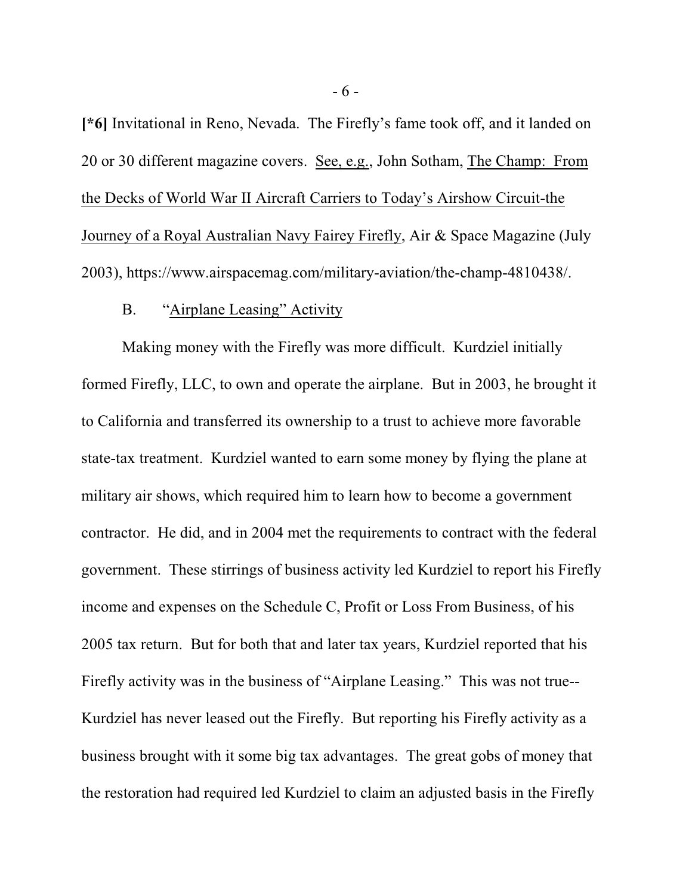**[*6]** Invitational in Reno, Nevada. The Firefly's fame took off, and it landed on 20 or 30 different magazine covers. See, e.g., John Sotham, The Champ: From the Decks of World War II Aircraft Carriers to Today's Airshow Circuit-the Journey of a Royal Australian Navy Fairey Firefly, Air & Space Magazine (July 2003), https://www.airspacemag.com/military-aviation/the-champ-4810438/.

B. "Airplane Leasing" Activity

Making money with the Firefly was more difficult. Kurdziel initially formed Firefly, LLC, to own and operate the airplane. But in 2003, he brought it to California and transferred its ownership to a trust to achieve more favorable state-tax treatment. Kurdziel wanted to earn some money by flying the plane at military air shows, which required him to learn how to become a government contractor. He did, and in 2004 met the requirements to contract with the federal government. These stirrings of business activity led Kurdziel to report his Firefly income and expenses on the Schedule C, Profit or Loss From Business, of his 2005 tax return. But for both that and later tax years, Kurdziel reported that his Firefly activity was in the business of "Airplane Leasing." This was not true--Kurdziel has never leased out the Firefly. But reporting his Firefly activity as a business brought with it some big tax advantages. The great gobs of money that the restoration had required led Kurdziel to claim an adjusted basis in the Firefly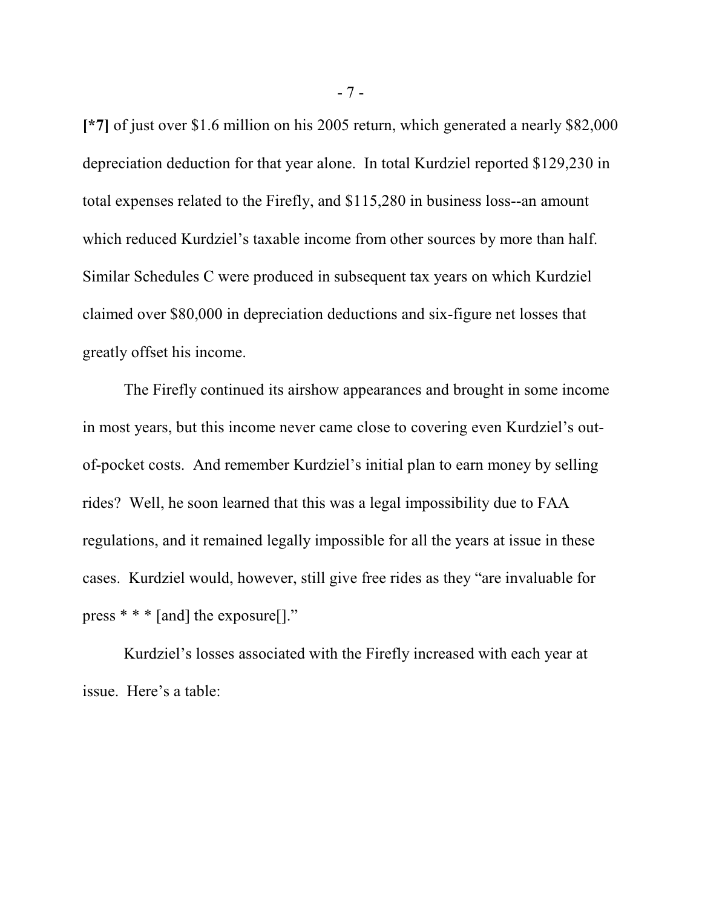**[*7]** of just over $1.6 million on his 2005 return, which generated a nearly $82,000 depreciation deduction for that year alone. In total Kurdziel reported $129,230 in total expenses related to the Firefly, and $115,280 in business loss--an amount which reduced Kurdziel's taxable income from other sources by more than half. Similar Schedules C were produced in subsequent tax years on which Kurdziel claimed over $80,000 in depreciation deductions and six-figure net losses that greatly offset his income.

The Firefly continued its airshow appearances and brought in some income in most years, but this income never came close to covering even Kurdziel's out-of-pocket costs. And remember Kurdziel's initial plan to earn money by selling rides? Well, he soon learned that this was a legal impossibility due to FAA regulations, and it remained legally impossible for all the years at issue in these cases. Kurdziel would, however, still give free rides as they "are invaluable for press * * * [and] the exposure[]."

Kurdziel's losses associated with the Firefly increased with each year at issue. Here's a table: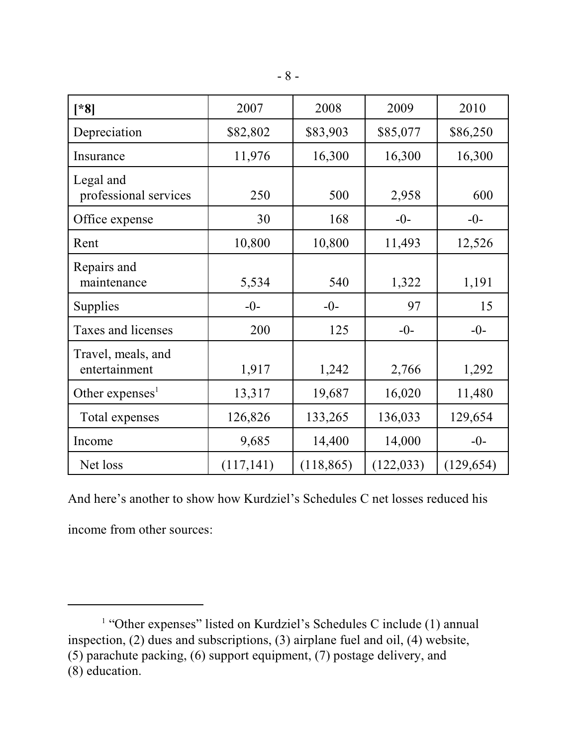| [*8] | 2007 | 2008 | 2009 | 2010 |
|---|---|---|---|---|
| Depreciation | $82,802 | $83,903 | $85,077 | $86,250 |
| Insurance | 11,976 | 16,300 | 16,300 | 16,300 |
| Legal and professional services | 250 | 500 | 2,958 | 600 |
| Office expense | 30 | 168 | -0- | -0- |
| Rent | 10,800 | 10,800 | 11,493 | 12,526 |
| Repairs and maintenance | 5,534 | 540 | 1,322 | 1,191 |
| Supplies | -0- | -0- | 97 | 15 |
| Taxes and licenses | 200 | 125 | -0- | -0- |
| Travel, meals, and entertainment | 1,917 | 1,242 | 2,766 | 1,292 |
| Other expenses[1] | 13,317 | 19,687 | 16,020 | 11,480 |
| Total expenses | 126,826 | 133,265 | 136,033 | 129,654 |
| Income | 9,685 | 14,400 | 14,000 | -0- |
| Net loss | (117,141) | (118,865) | (122,033) | (129,654) |

And here's another to show how Kurdziel's Schedules C net losses reduced his income from other sources:

[1] "Other expenses" listed on Kurdziel's Schedules C include (1) annual inspection, (2) dues and subscriptions, (3) airplane fuel and oil, (4) website, (5) parachute packing, (6) support equipment, (7) postage delivery, and (8) education.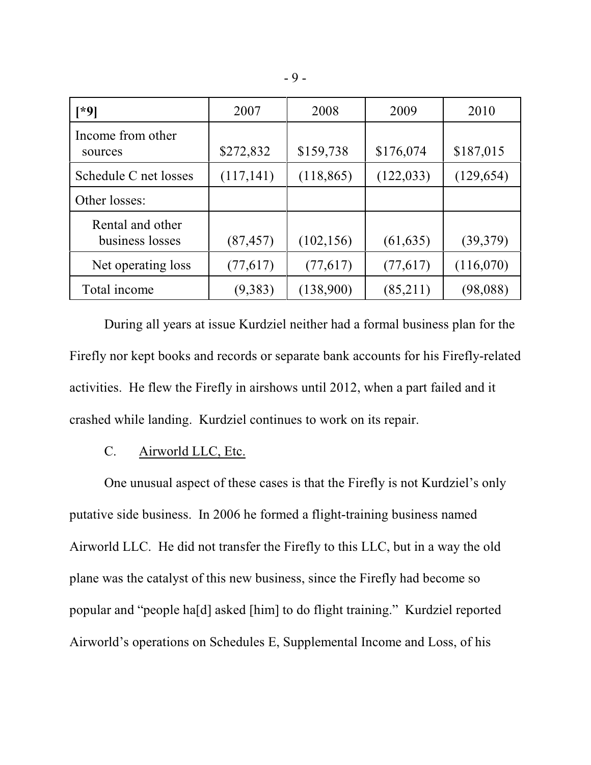| [*9] | 2007 | 2008 | 2009 | 2010 |
|---|---|---|---|---|
| Income from other sources | $272,832 | $159,738 | $176,074 | $187,015 |
| Schedule C net losses | (117,141) | (118,865) | (122,033) | (129,654) |
| Other losses: | | | | |
| Rental and other business losses | (87,457) | (102,156) | (61,635) | (39,379) |
| Net operating loss | (77,617) | (77,617) | (77,617) | (116,070) |
| Total income | (9,383) | (138,900) | (85,211) | (98,088) |

During all years at issue Kurdziel neither had a formal business plan for the Firefly nor kept books and records or separate bank accounts for his Firefly-related activities. He flew the Firefly in airshows until 2012, when a part failed and it crashed while landing. Kurdziel continues to work on its repair.

C. Airworld LLC, Etc.

One unusual aspect of these cases is that the Firefly is not Kurdziel's only putative side business. In 2006 he formed a flight-training business named Airworld LLC. He did not transfer the Firefly to this LLC, but in a way the old plane was the catalyst of this new business, since the Firefly had become so popular and "people ha[d] asked [him] to do flight training." Kurdziel reported Airworld's operations on Schedules E, Supplemental Income and Loss, of his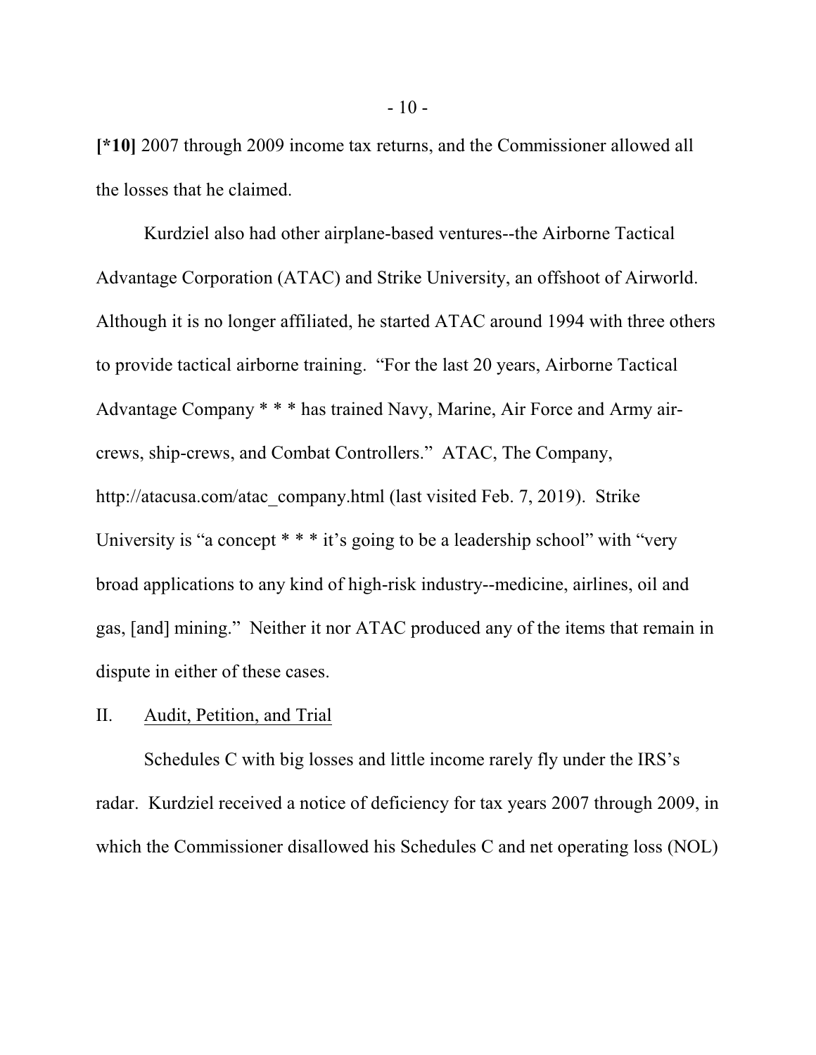**[*10]** 2007 through 2009 income tax returns, and the Commissioner allowed all the losses that he claimed.

Kurdziel also had other airplane-based ventures--the Airborne Tactical Advantage Corporation (ATAC) and Strike University, an offshoot of Airworld. Although it is no longer affiliated, he started ATAC around 1994 with three others to provide tactical airborne training. "For the last 20 years, Airborne Tactical Advantage Company * * * has trained Navy, Marine, Air Force and Army air-crews, ship-crews, and Combat Controllers." ATAC, The Company, http://atacusa.com/atac_company.html (last visited Feb. 7, 2019). Strike University is "a concept * * * it's going to be a leadership school" with "very broad applications to any kind of high-risk industry--medicine, airlines, oil and gas, [and] mining." Neither it nor ATAC produced any of the items that remain in dispute in either of these cases.

## II. Audit, Petition, and Trial

Schedules C with big losses and little income rarely fly under the IRS's radar. Kurdziel received a notice of deficiency for tax years 2007 through 2009, in which the Commissioner disallowed his Schedules C and net operating loss (NOL)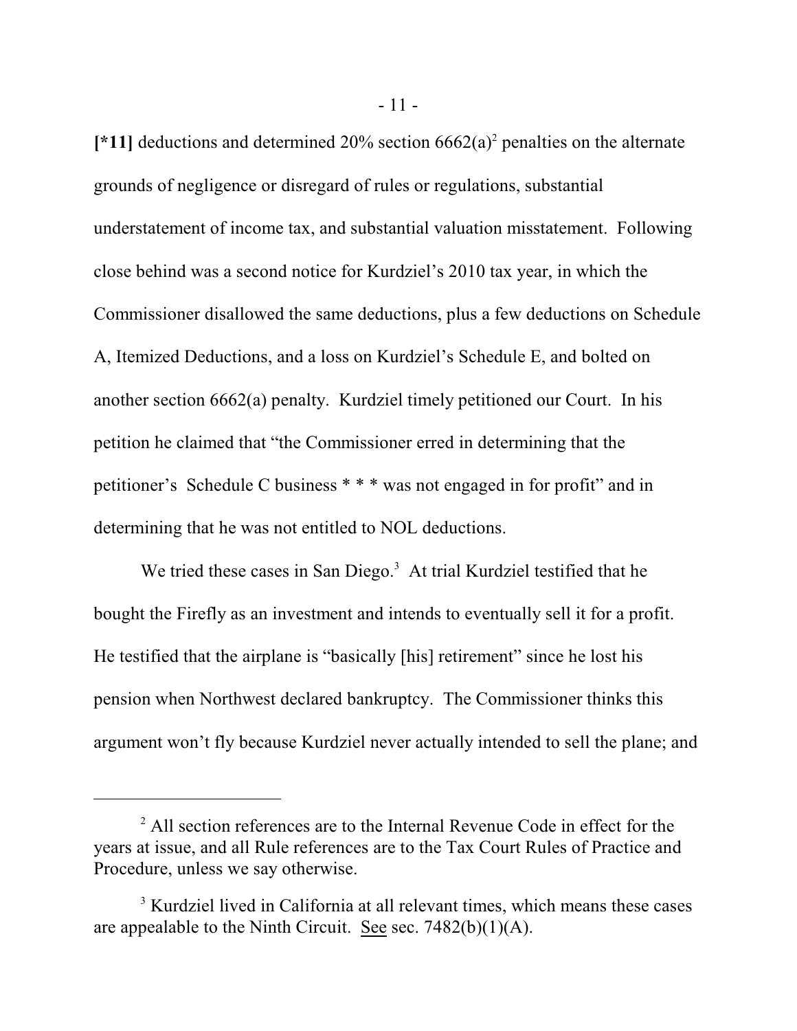**[*11]** deductions and determined 20% section 6662(a)[2] penalties on the alternate grounds of negligence or disregard of rules or regulations, substantial understatement of income tax, and substantial valuation misstatement. Following close behind was a second notice for Kurdziel's 2010 tax year, in which the Commissioner disallowed the same deductions, plus a few deductions on Schedule A, Itemized Deductions, and a loss on Kurdziel's Schedule E, and bolted on another section 6662(a) penalty. Kurdziel timely petitioned our Court. In his petition he claimed that "the Commissioner erred in determining that the petitioner's Schedule C business * * * was not engaged in for profit" and in determining that he was not entitled to NOL deductions.

We tried these cases in San Diego.[3] At trial Kurdziel testified that he bought the Firefly as an investment and intends to eventually sell it for a profit. He testified that the airplane is "basically [his] retirement" since he lost his pension when Northwest declared bankruptcy. The Commissioner thinks this argument won't fly because Kurdziel never actually intended to sell the plane; and

---

[2] All section references are to the Internal Revenue Code in effect for the years at issue, and all Rule references are to the Tax Court Rules of Practice and Procedure, unless we say otherwise.

[3] Kurdziel lived in California at all relevant times, which means these cases are appealable to the Ninth Circuit. See sec. 7482(b)(1)(A).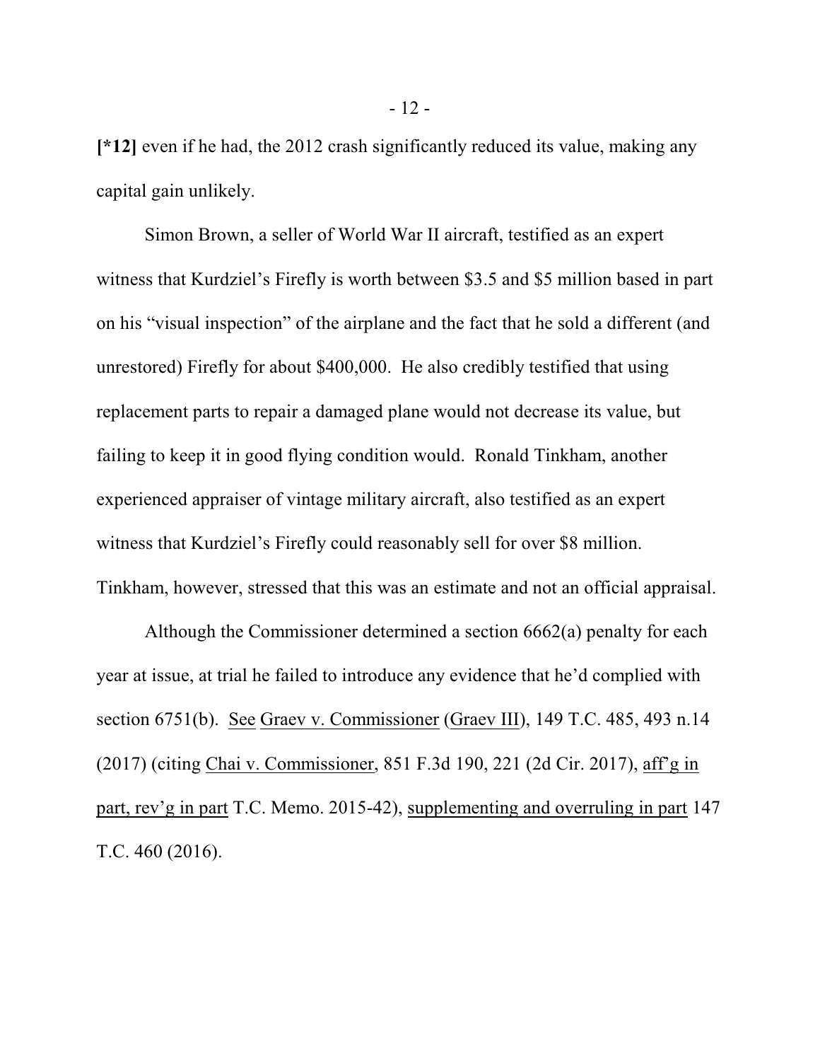**[*12]** even if he had, the 2012 crash significantly reduced its value, making any capital gain unlikely.

Simon Brown, a seller of World War II aircraft, testified as an expert witness that Kurdziel's Firefly is worth between $3.5 and $5 million based in part on his "visual inspection" of the airplane and the fact that he sold a different (and unrestored) Firefly for about $400,000. He also credibly testified that using replacement parts to repair a damaged plane would not decrease its value, but failing to keep it in good flying condition would. Ronald Tinkham, another experienced appraiser of vintage military aircraft, also testified as an expert witness that Kurdziel's Firefly could reasonably sell for over $8 million. Tinkham, however, stressed that this was an estimate and not an official appraisal.

Although the Commissioner determined a section 6662(a) penalty for each year at issue, at trial he failed to introduce any evidence that he'd complied with section 6751(b). See Graev v. Commissioner (Graev III), 149 T.C. 485, 493 n.14 (2017) (citing Chai v. Commissioner, 851 F.3d 190, 221 (2d Cir. 2017), aff'g in part, rev'g in part T.C. Memo. 2015-42), supplementing and overruling in part 147 T.C. 460 (2016).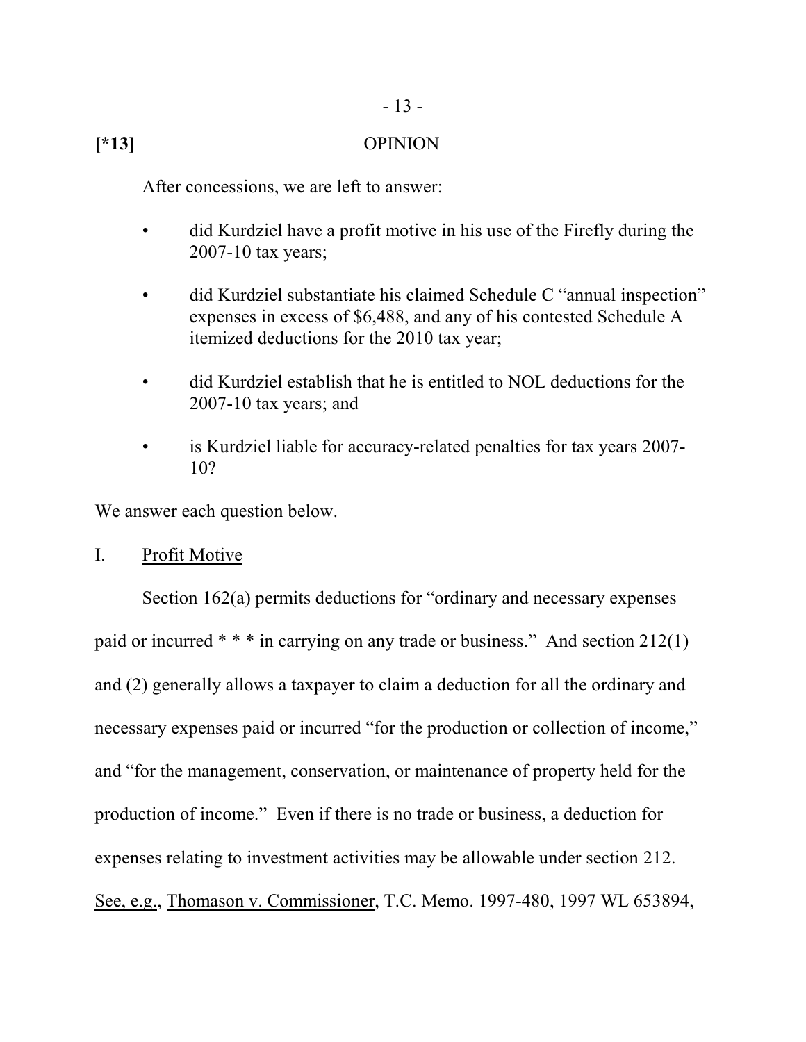**[*13]** OPINION

After concessions, we are left to answer:

- did Kurdziel have a profit motive in his use of the Firefly during the 2007-10 tax years;
- did Kurdziel substantiate his claimed Schedule C "annual inspection" expenses in excess of $6,488, and any of his contested Schedule A itemized deductions for the 2010 tax year;
- did Kurdziel establish that he is entitled to NOL deductions for the 2007-10 tax years; and
- is Kurdziel liable for accuracy-related penalties for tax years 2007-10?

We answer each question below.

I. Profit Motive

Section 162(a) permits deductions for "ordinary and necessary expenses paid or incurred * * * in carrying on any trade or business." And section 212(1) and (2) generally allows a taxpayer to claim a deduction for all the ordinary and necessary expenses paid or incurred "for the production or collection of income," and "for the management, conservation, or maintenance of property held for the production of income." Even if there is no trade or business, a deduction for expenses relating to investment activities may be allowable under section 212. See, e.g., Thomason v. Commissioner, T.C. Memo. 1997-480, 1997 WL 653894,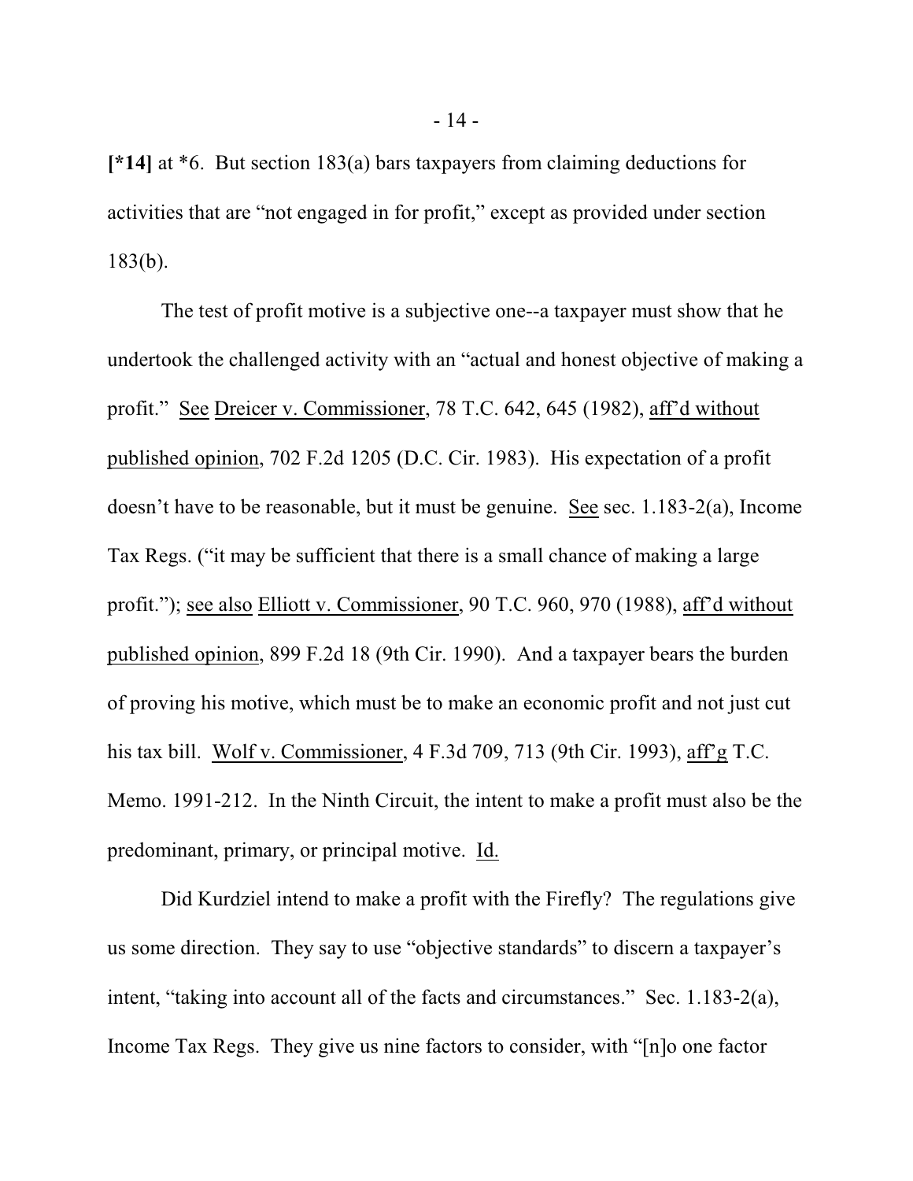**[*14]** at *6. But section 183(a) bars taxpayers from claiming deductions for activities that are "not engaged in for profit," except as provided under section 183(b).

The test of profit motive is a subjective one--a taxpayer must show that he undertook the challenged activity with an "actual and honest objective of making a profit." See Dreicer v. Commissioner, 78 T.C. 642, 645 (1982), aff'd without published opinion, 702 F.2d 1205 (D.C. Cir. 1983). His expectation of a profit doesn't have to be reasonable, but it must be genuine. See sec. 1.183-2(a), Income Tax Regs. ("it may be sufficient that there is a small chance of making a large profit."); see also Elliott v. Commissioner, 90 T.C. 960, 970 (1988), aff'd without published opinion, 899 F.2d 18 (9th Cir. 1990). And a taxpayer bears the burden of proving his motive, which must be to make an economic profit and not just cut his tax bill. Wolf v. Commissioner, 4 F.3d 709, 713 (9th Cir. 1993), aff'g T.C. Memo. 1991-212. In the Ninth Circuit, the intent to make a profit must also be the predominant, primary, or principal motive. Id.

Did Kurdziel intend to make a profit with the Firefly? The regulations give us some direction. They say to use "objective standards" to discern a taxpayer's intent, "taking into account all of the facts and circumstances." Sec. 1.183-2(a), Income Tax Regs. They give us nine factors to consider, with "[n]o one factor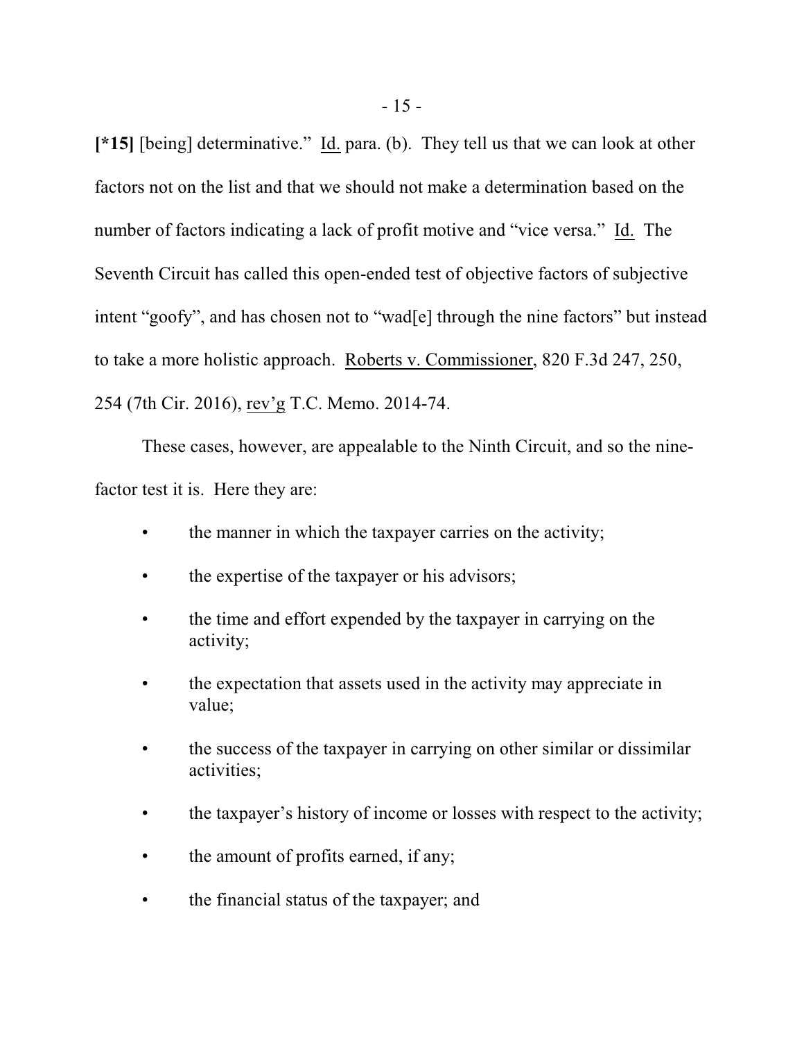**[*15]** [being] determinative." Id. para. (b). They tell us that we can look at other factors not on the list and that we should not make a determination based on the number of factors indicating a lack of profit motive and "vice versa." Id. The Seventh Circuit has called this open-ended test of objective factors of subjective intent "goofy", and has chosen not to "wad[e] through the nine factors" but instead to take a more holistic approach. Roberts v. Commissioner, 820 F.3d 247, 250, 254 (7th Cir. 2016), rev'g T.C. Memo. 2014-74.

These cases, however, are appealable to the Ninth Circuit, and so the nine-factor test it is. Here they are:

- the manner in which the taxpayer carries on the activity;
- the expertise of the taxpayer or his advisors;
- the time and effort expended by the taxpayer in carrying on the activity;
- the expectation that assets used in the activity may appreciate in value;
- the success of the taxpayer in carrying on other similar or dissimilar activities;
- the taxpayer's history of income or losses with respect to the activity;
- the amount of profits earned, if any;
- the financial status of the taxpayer; and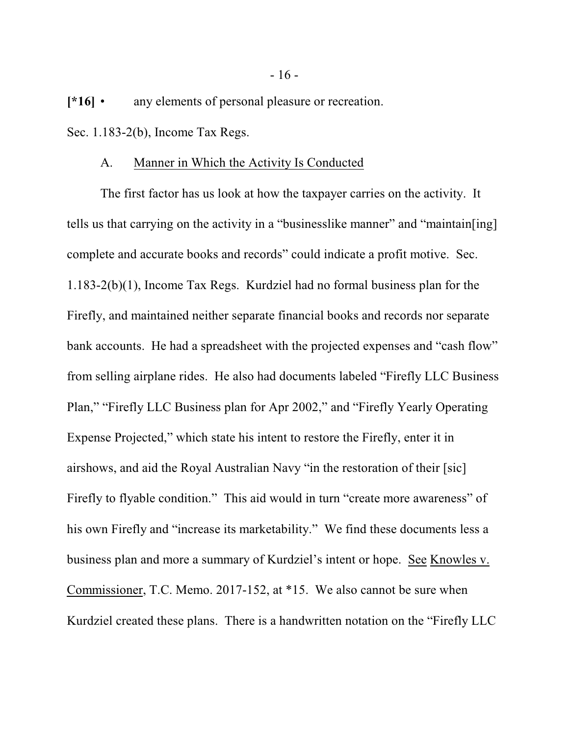[*16] • any elements of personal pleasure or recreation.

Sec. 1.183-2(b), Income Tax Regs.

A. Manner in Which the Activity Is Conducted

The first factor has us look at how the taxpayer carries on the activity. It tells us that carrying on the activity in a "businesslike manner" and "maintain[ing] complete and accurate books and records" could indicate a profit motive. Sec. 1.183-2(b)(1), Income Tax Regs. Kurdziel had no formal business plan for the Firefly, and maintained neither separate financial books and records nor separate bank accounts. He had a spreadsheet with the projected expenses and "cash flow" from selling airplane rides. He also had documents labeled "Firefly LLC Business Plan," "Firefly LLC Business plan for Apr 2002," and "Firefly Yearly Operating Expense Projected," which state his intent to restore the Firefly, enter it in airshows, and aid the Royal Australian Navy "in the restoration of their [sic] Firefly to flyable condition." This aid would in turn "create more awareness" of his own Firefly and "increase its marketability." We find these documents less a business plan and more a summary of Kurdziel's intent or hope. See Knowles v. Commissioner, T.C. Memo. 2017-152, at *15. We also cannot be sure when Kurdziel created these plans. There is a handwritten notation on the "Firefly LLC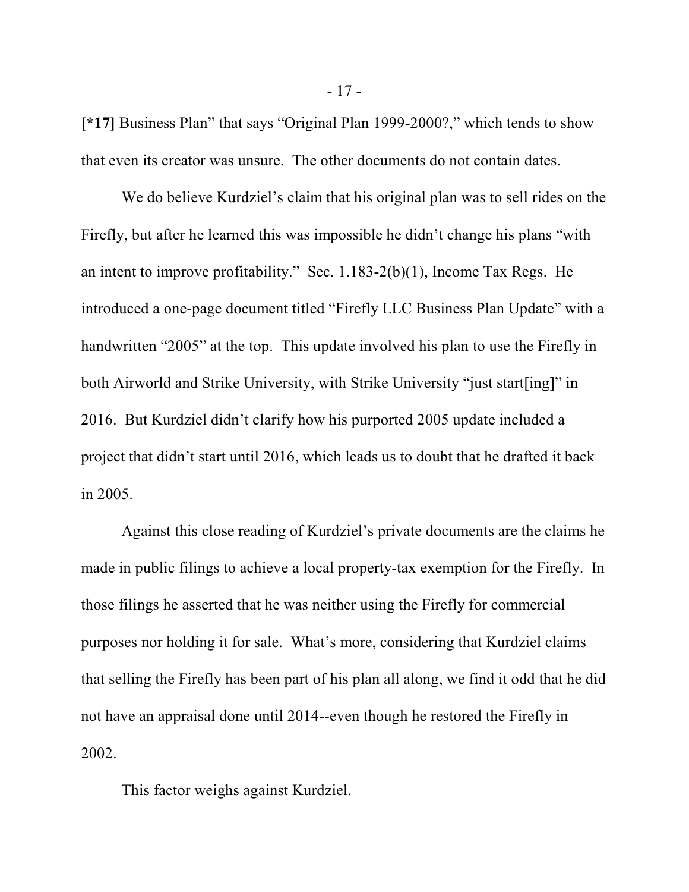**[*17]** Business Plan" that says "Original Plan 1999-2000?," which tends to show that even its creator was unsure. The other documents do not contain dates.

We do believe Kurdziel's claim that his original plan was to sell rides on the Firefly, but after he learned this was impossible he didn't change his plans "with an intent to improve profitability." Sec. 1.183-2(b)(1), Income Tax Regs. He introduced a one-page document titled "Firefly LLC Business Plan Update" with a handwritten "2005" at the top. This update involved his plan to use the Firefly in both Airworld and Strike University, with Strike University "just start[ing]" in 2016. But Kurdziel didn't clarify how his purported 2005 update included a project that didn't start until 2016, which leads us to doubt that he drafted it back in 2005.

Against this close reading of Kurdziel's private documents are the claims he made in public filings to achieve a local property-tax exemption for the Firefly. In those filings he asserted that he was neither using the Firefly for commercial purposes nor holding it for sale. What's more, considering that Kurdziel claims that selling the Firefly has been part of his plan all along, we find it odd that he did not have an appraisal done until 2014--even though he restored the Firefly in 2002.

This factor weighs against Kurdziel.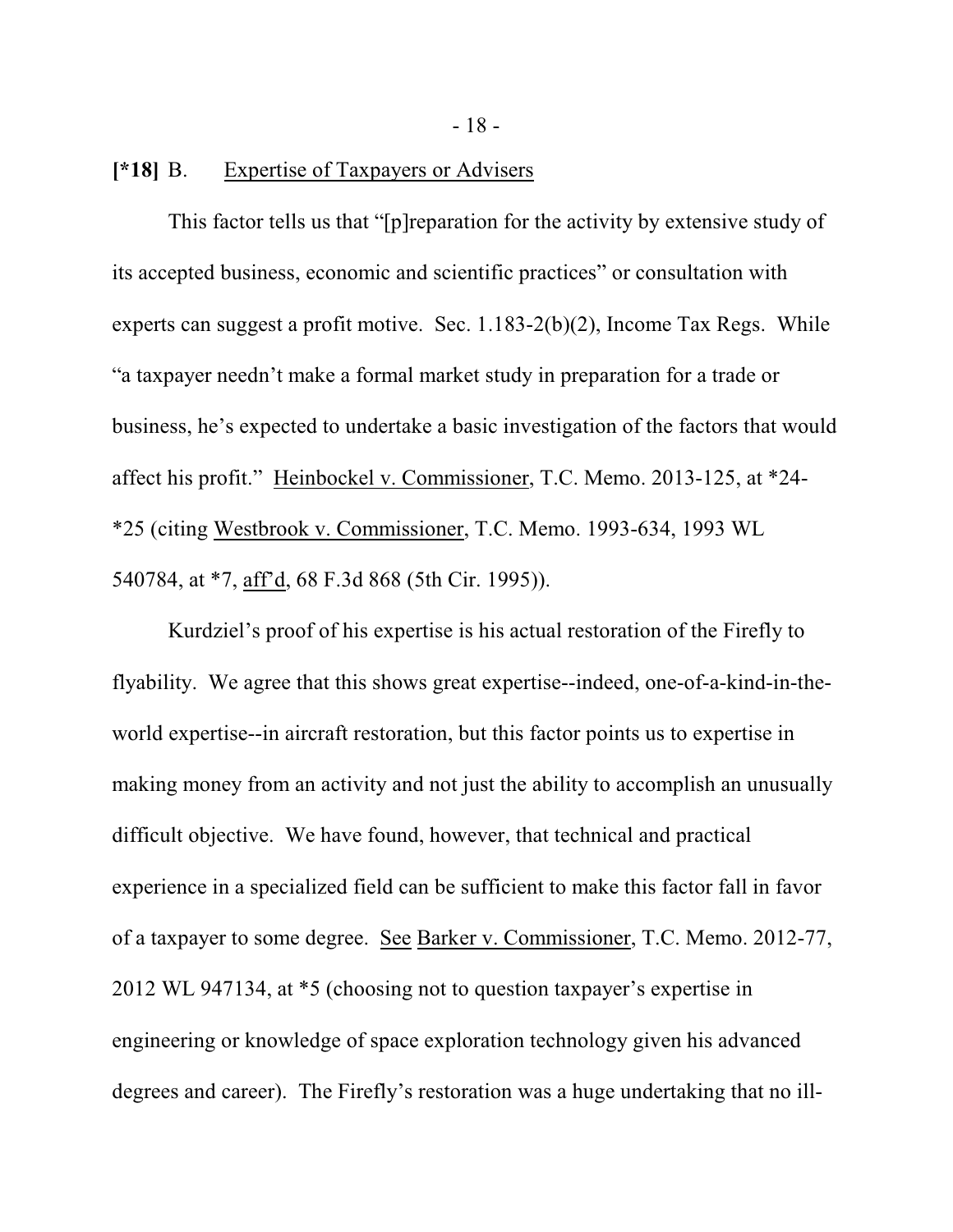**[*18]** B. Expertise of Taxpayers or Advisers

This factor tells us that "[p]reparation for the activity by extensive study of its accepted business, economic and scientific practices" or consultation with experts can suggest a profit motive. Sec. 1.183-2(b)(2), Income Tax Regs. While "a taxpayer needn't make a formal market study in preparation for a trade or business, he's expected to undertake a basic investigation of the factors that would affect his profit." Heinbockel v. Commissioner, T.C. Memo. 2013-125, at *24-*25 (citing Westbrook v. Commissioner, T.C. Memo. 1993-634, 1993 WL 540784, at *7, aff'd, 68 F.3d 868 (5th Cir. 1995)).

Kurdziel's proof of his expertise is his actual restoration of the Firefly to flyability. We agree that this shows great expertise--indeed, one-of-a-kind-in-the-world expertise--in aircraft restoration, but this factor points us to expertise in making money from an activity and not just the ability to accomplish an unusually difficult objective. We have found, however, that technical and practical experience in a specialized field can be sufficient to make this factor fall in favor of a taxpayer to some degree. See Barker v. Commissioner, T.C. Memo. 2012-77, 2012 WL 947134, at *5 (choosing not to question taxpayer's expertise in engineering or knowledge of space exploration technology given his advanced degrees and career). The Firefly's restoration was a huge undertaking that no ill-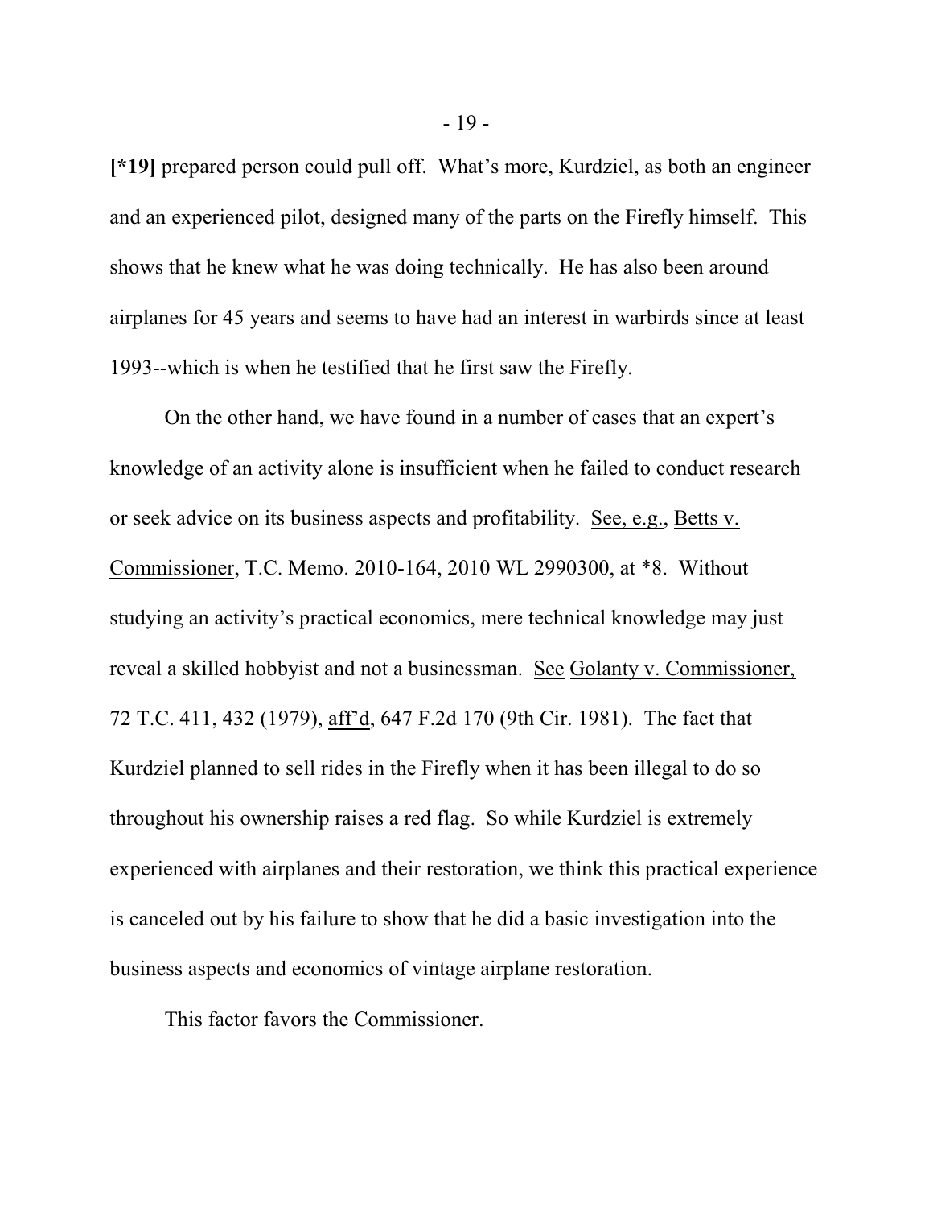**[*19]** prepared person could pull off. What's more, Kurdziel, as both an engineer and an experienced pilot, designed many of the parts on the Firefly himself. This shows that he knew what he was doing technically. He has also been around airplanes for 45 years and seems to have had an interest in warbirds since at least 1993--which is when he testified that he first saw the Firefly.

On the other hand, we have found in a number of cases that an expert's knowledge of an activity alone is insufficient when he failed to conduct research or seek advice on its business aspects and profitability. See, e.g., Betts v. Commissioner, T.C. Memo. 2010-164, 2010 WL 2990300, at *8. Without studying an activity's practical economics, mere technical knowledge may just reveal a skilled hobbyist and not a businessman. See Golanty v. Commissioner, 72 T.C. 411, 432 (1979), aff'd, 647 F.2d 170 (9th Cir. 1981). The fact that Kurdziel planned to sell rides in the Firefly when it has been illegal to do so throughout his ownership raises a red flag. So while Kurdziel is extremely experienced with airplanes and their restoration, we think this practical experience is canceled out by his failure to show that he did a basic investigation into the business aspects and economics of vintage airplane restoration.

This factor favors the Commissioner.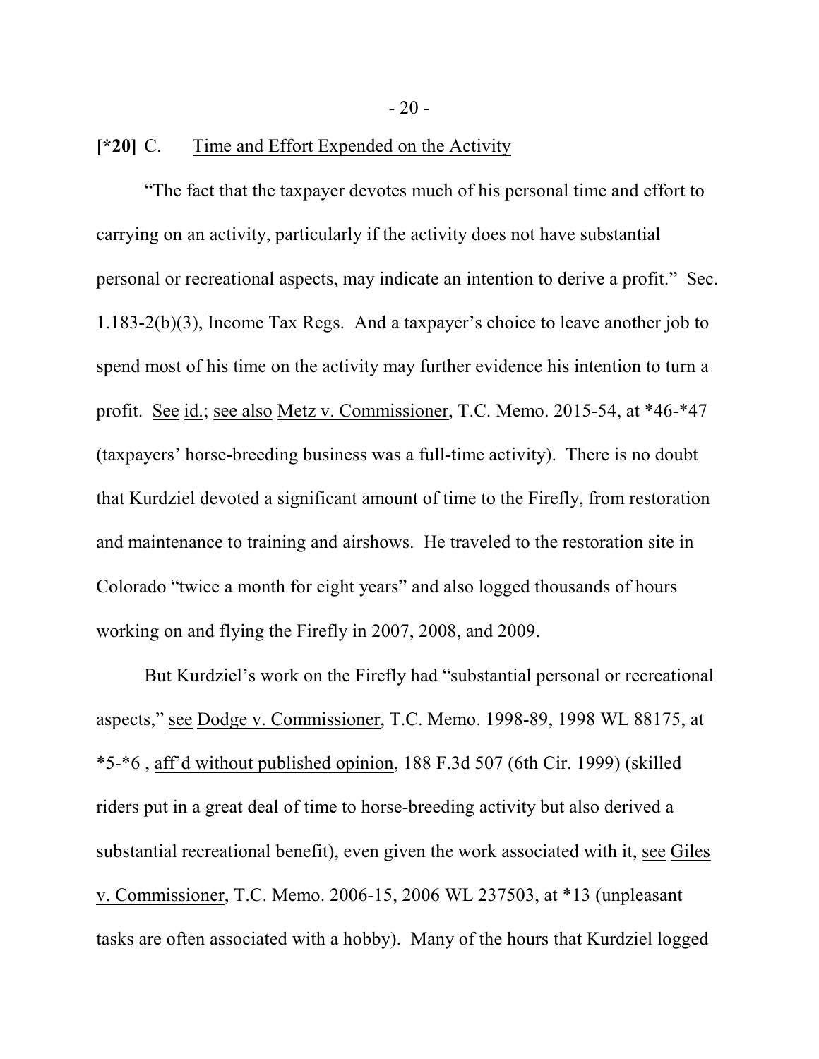**[*20]** C. Time and Effort Expended on the Activity

"The fact that the taxpayer devotes much of his personal time and effort to carrying on an activity, particularly if the activity does not have substantial personal or recreational aspects, may indicate an intention to derive a profit." Sec. 1.183-2(b)(3), Income Tax Regs. And a taxpayer's choice to leave another job to spend most of his time on the activity may further evidence his intention to turn a profit. See id.; see also Metz v. Commissioner, T.C. Memo. 2015-54, at *46-*47 (taxpayers' horse-breeding business was a full-time activity). There is no doubt that Kurdziel devoted a significant amount of time to the Firefly, from restoration and maintenance to training and airshows. He traveled to the restoration site in Colorado "twice a month for eight years" and also logged thousands of hours working on and flying the Firefly in 2007, 2008, and 2009.

But Kurdziel's work on the Firefly had "substantial personal or recreational aspects," see Dodge v. Commissioner, T.C. Memo. 1998-89, 1998 WL 88175, at *5-*6 , aff'd without published opinion, 188 F.3d 507 (6th Cir. 1999) (skilled riders put in a great deal of time to horse-breeding activity but also derived a substantial recreational benefit), even given the work associated with it, see Giles v. Commissioner, T.C. Memo. 2006-15, 2006 WL 237503, at *13 (unpleasant tasks are often associated with a hobby). Many of the hours that Kurdziel logged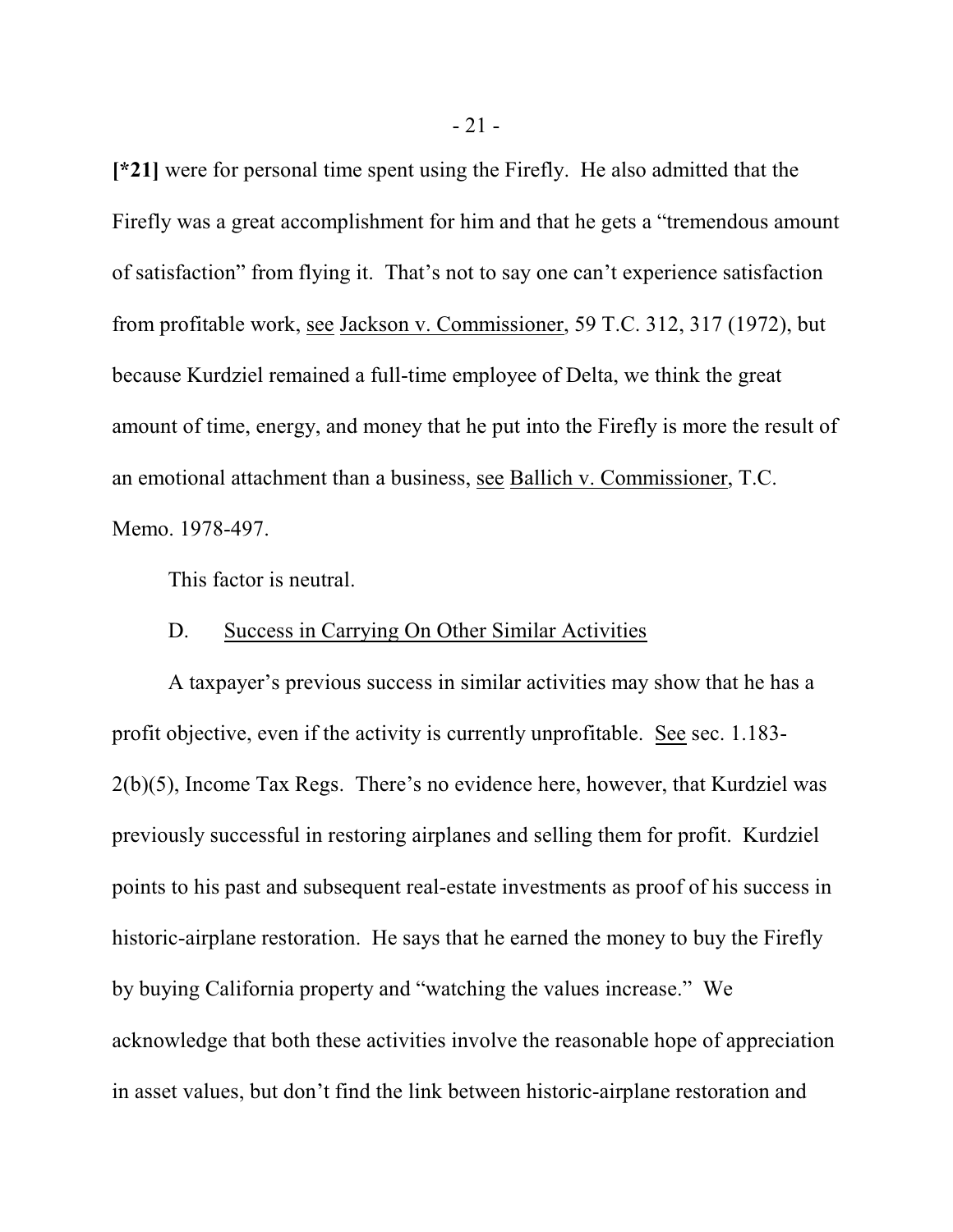**[*21]** were for personal time spent using the Firefly. He also admitted that the Firefly was a great accomplishment for him and that he gets a "tremendous amount of satisfaction" from flying it. That's not to say one can't experience satisfaction from profitable work, see Jackson v. Commissioner, 59 T.C. 312, 317 (1972), but because Kurdziel remained a full-time employee of Delta, we think the great amount of time, energy, and money that he put into the Firefly is more the result of an emotional attachment than a business, see Ballich v. Commissioner, T.C. Memo. 1978-497.

This factor is neutral.

D. Success in Carrying On Other Similar Activities

A taxpayer's previous success in similar activities may show that he has a profit objective, even if the activity is currently unprofitable. See sec. 1.183-2(b)(5), Income Tax Regs. There's no evidence here, however, that Kurdziel was previously successful in restoring airplanes and selling them for profit. Kurdziel points to his past and subsequent real-estate investments as proof of his success in historic-airplane restoration. He says that he earned the money to buy the Firefly by buying California property and "watching the values increase." We acknowledge that both these activities involve the reasonable hope of appreciation in asset values, but don't find the link between historic-airplane restoration and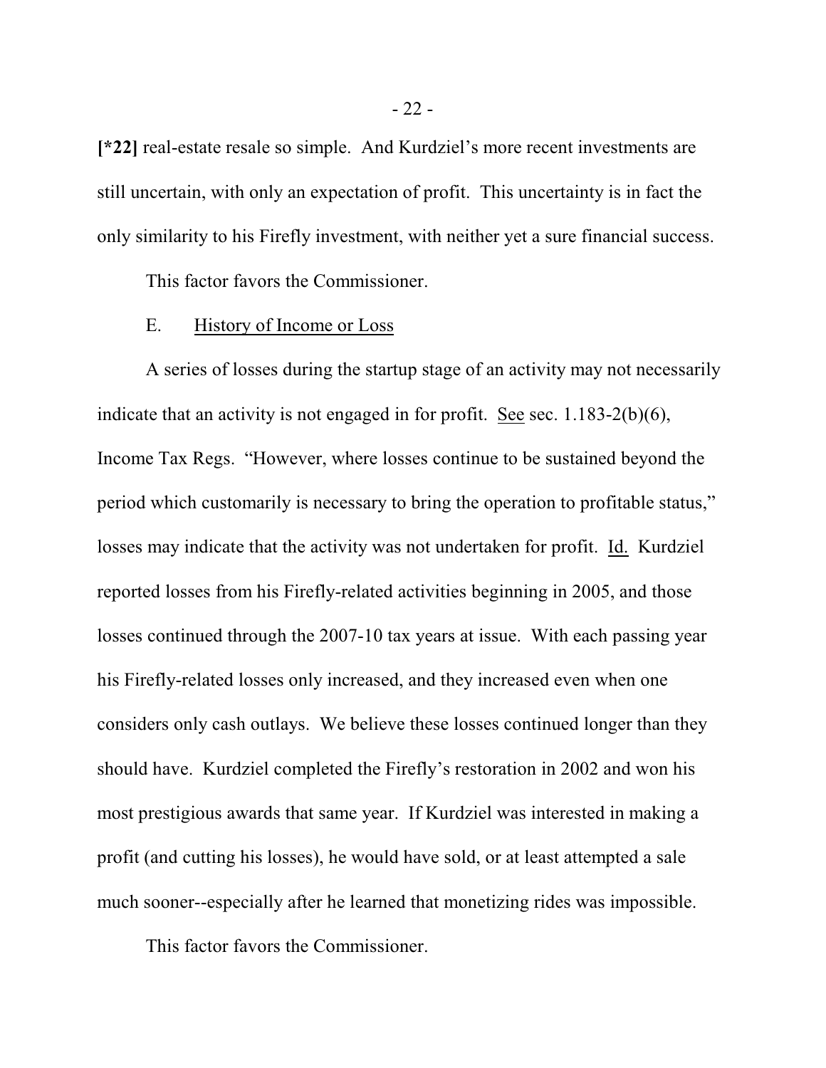**[*22]** real-estate resale so simple. And Kurdziel's more recent investments are still uncertain, with only an expectation of profit. This uncertainty is in fact the only similarity to his Firefly investment, with neither yet a sure financial success.

This factor favors the Commissioner.

E. History of Income or Loss

A series of losses during the startup stage of an activity may not necessarily indicate that an activity is not engaged in for profit. See sec. 1.183-2(b)(6), Income Tax Regs. "However, where losses continue to be sustained beyond the period which customarily is necessary to bring the operation to profitable status," losses may indicate that the activity was not undertaken for profit. Id. Kurdziel reported losses from his Firefly-related activities beginning in 2005, and those losses continued through the 2007-10 tax years at issue. With each passing year his Firefly-related losses only increased, and they increased even when one considers only cash outlays. We believe these losses continued longer than they should have. Kurdziel completed the Firefly's restoration in 2002 and won his most prestigious awards that same year. If Kurdziel was interested in making a profit (and cutting his losses), he would have sold, or at least attempted a sale much sooner--especially after he learned that monetizing rides was impossible.

This factor favors the Commissioner.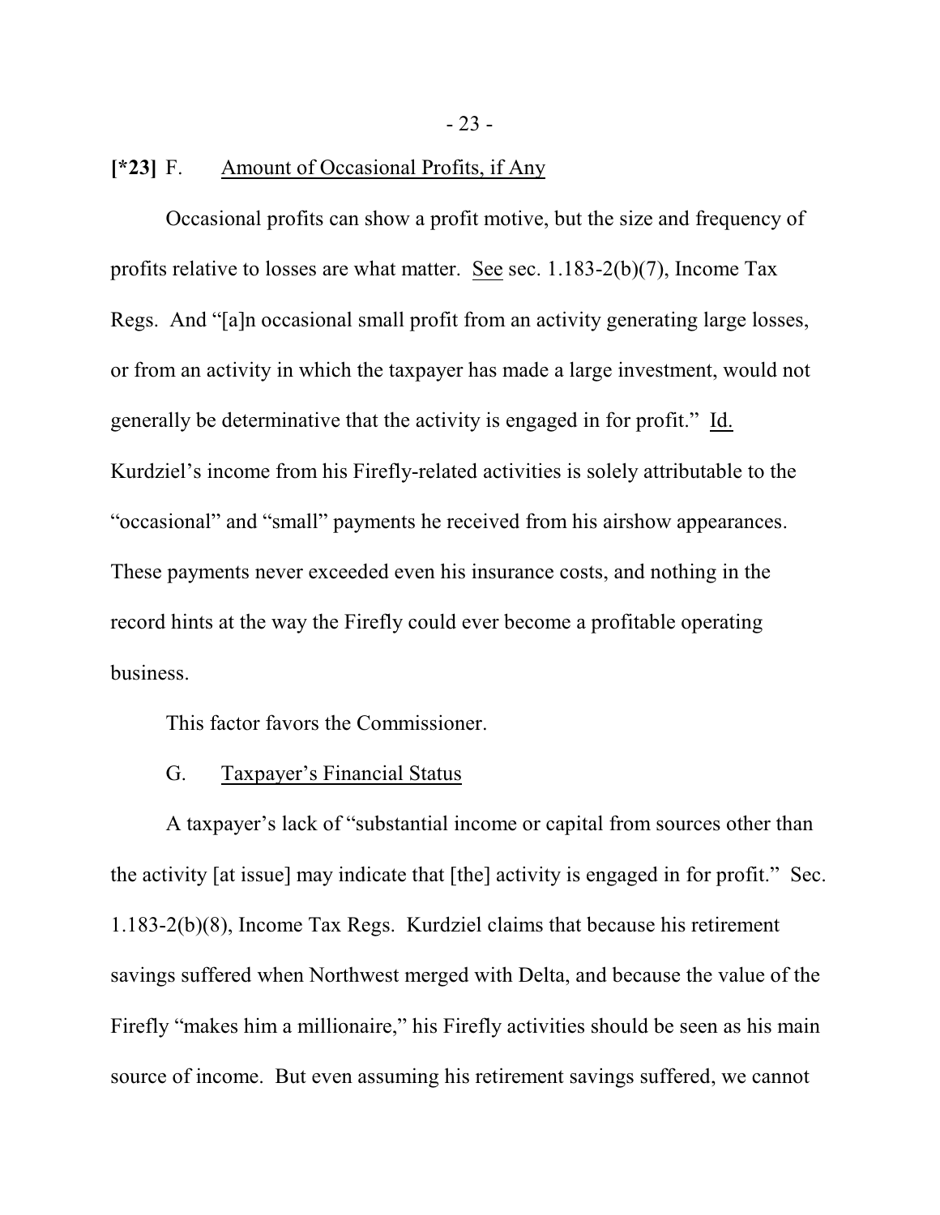**[*23]** F. <u>Amount of Occasional Profits, if Any</u>

Occasional profits can show a profit motive, but the size and frequency of profits relative to losses are what matter. <u>See</u> sec. 1.183-2(b)(7), Income Tax Regs. And "[a]n occasional small profit from an activity generating large losses, or from an activity in which the taxpayer has made a large investment, would not generally be determinative that the activity is engaged in for profit." <u>Id.</u> Kurdziel's income from his Firefly-related activities is solely attributable to the "occasional" and "small" payments he received from his airshow appearances. These payments never exceeded even his insurance costs, and nothing in the record hints at the way the Firefly could ever become a profitable operating business.

This factor favors the Commissioner.

G. <u>Taxpayer's Financial Status</u>

A taxpayer's lack of "substantial income or capital from sources other than the activity [at issue] may indicate that [the] activity is engaged in for profit." Sec. 1.183-2(b)(8), Income Tax Regs. Kurdziel claims that because his retirement savings suffered when Northwest merged with Delta, and because the value of the Firefly "makes him a millionaire," his Firefly activities should be seen as his main source of income. But even assuming his retirement savings suffered, we cannot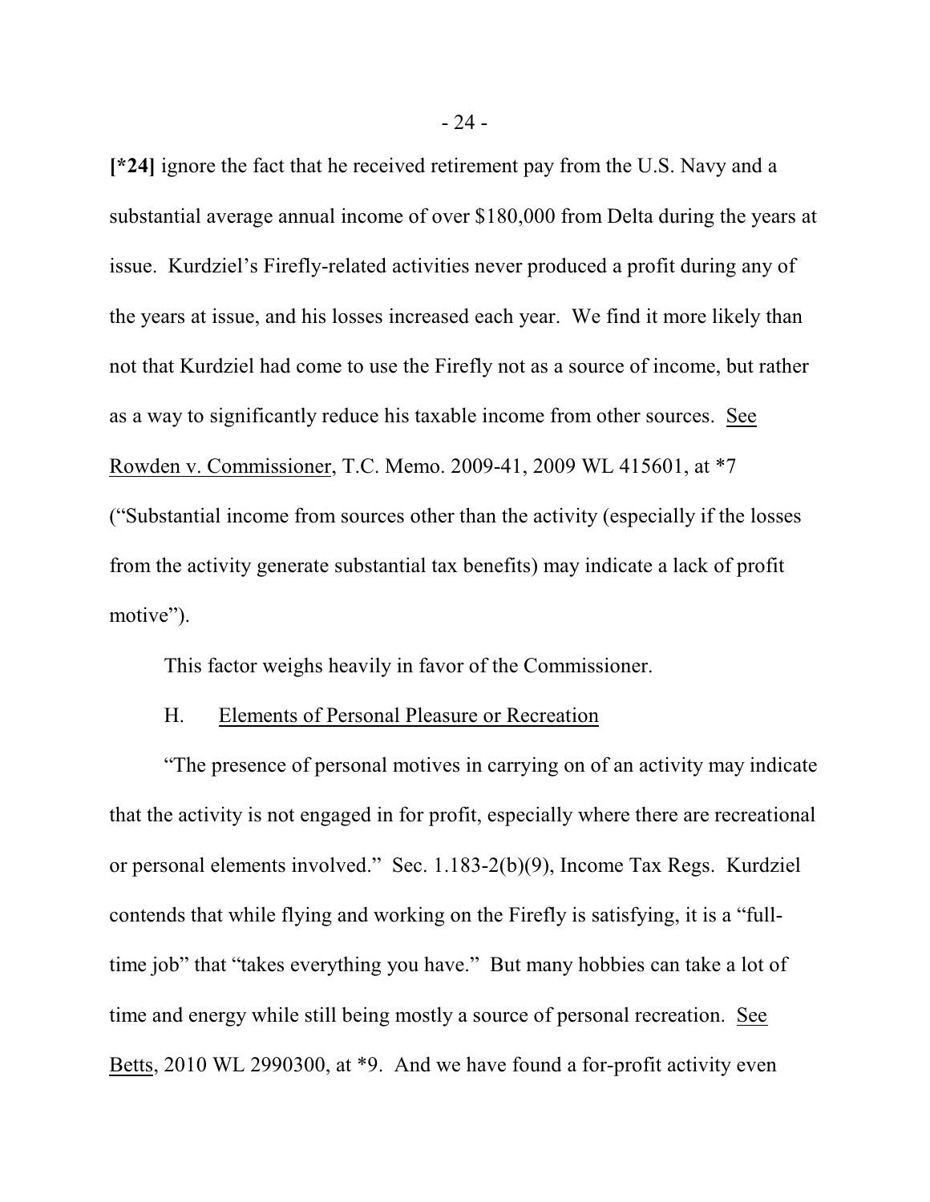**[*24]** ignore the fact that he received retirement pay from the U.S. Navy and a substantial average annual income of over $180,000 from Delta during the years at issue. Kurdziel's Firefly-related activities never produced a profit during any of the years at issue, and his losses increased each year. We find it more likely than not that Kurdziel had come to use the Firefly not as a source of income, but rather as a way to significantly reduce his taxable income from other sources. See Rowden v. Commissioner, T.C. Memo. 2009-41, 2009 WL 415601, at *7 ("Substantial income from sources other than the activity (especially if the losses from the activity generate substantial tax benefits) may indicate a lack of profit motive").

This factor weighs heavily in favor of the Commissioner.

H. Elements of Personal Pleasure or Recreation

"The presence of personal motives in carrying on of an activity may indicate that the activity is not engaged in for profit, especially where there are recreational or personal elements involved." Sec. 1.183-2(b)(9), Income Tax Regs. Kurdziel contends that while flying and working on the Firefly is satisfying, it is a "full-time job" that "takes everything you have." But many hobbies can take a lot of time and energy while still being mostly a source of personal recreation. See Betts, 2010 WL 2990300, at *9. And we have found a for-profit activity even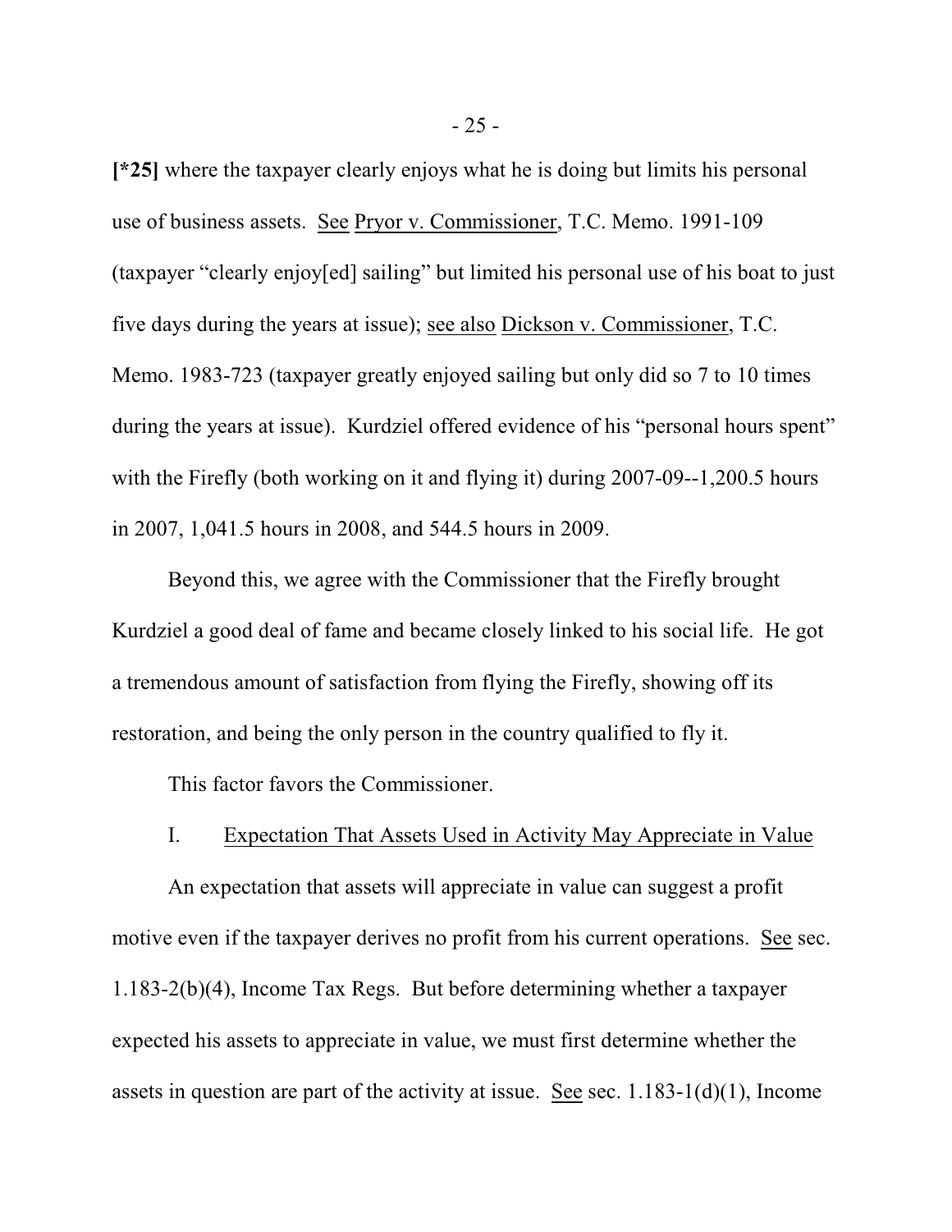**[*25]** where the taxpayer clearly enjoys what he is doing but limits his personal use of business assets. See Pryor v. Commissioner, T.C. Memo. 1991-109 (taxpayer "clearly enjoy[ed] sailing" but limited his personal use of his boat to just five days during the years at issue); see also Dickson v. Commissioner, T.C. Memo. 1983-723 (taxpayer greatly enjoyed sailing but only did so 7 to 10 times during the years at issue). Kurdziel offered evidence of his "personal hours spent" with the Firefly (both working on it and flying it) during 2007-09--1,200.5 hours in 2007, 1,041.5 hours in 2008, and 544.5 hours in 2009.

Beyond this, we agree with the Commissioner that the Firefly brought Kurdziel a good deal of fame and became closely linked to his social life. He got a tremendous amount of satisfaction from flying the Firefly, showing off its restoration, and being the only person in the country qualified to fly it.

This factor favors the Commissioner.

I. Expectation That Assets Used in Activity May Appreciate in Value

An expectation that assets will appreciate in value can suggest a profit motive even if the taxpayer derives no profit from his current operations. See sec. 1.183-2(b)(4), Income Tax Regs. But before determining whether a taxpayer expected his assets to appreciate in value, we must first determine whether the assets in question are part of the activity at issue. See sec. 1.183-1(d)(1), Income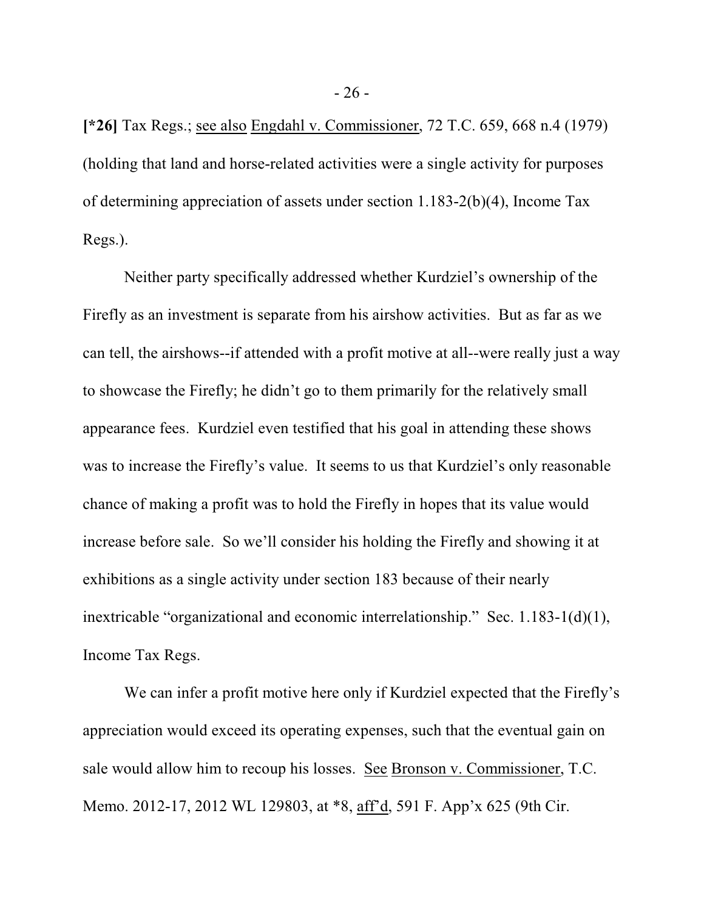**[*26]** Tax Regs.; see also Engdahl v. Commissioner, 72 T.C. 659, 668 n.4 (1979) (holding that land and horse-related activities were a single activity for purposes of determining appreciation of assets under section 1.183-2(b)(4), Income Tax Regs.).

Neither party specifically addressed whether Kurdziel's ownership of the Firefly as an investment is separate from his airshow activities. But as far as we can tell, the airshows--if attended with a profit motive at all--were really just a way to showcase the Firefly; he didn't go to them primarily for the relatively small appearance fees. Kurdziel even testified that his goal in attending these shows was to increase the Firefly's value. It seems to us that Kurdziel's only reasonable chance of making a profit was to hold the Firefly in hopes that its value would increase before sale. So we'll consider his holding the Firefly and showing it at exhibitions as a single activity under section 183 because of their nearly inextricable "organizational and economic interrelationship." Sec. 1.183-1(d)(1), Income Tax Regs.

We can infer a profit motive here only if Kurdziel expected that the Firefly's appreciation would exceed its operating expenses, such that the eventual gain on sale would allow him to recoup his losses. See Bronson v. Commissioner, T.C. Memo. 2012-17, 2012 WL 129803, at *8, aff'd, 591 F. App'x 625 (9th Cir.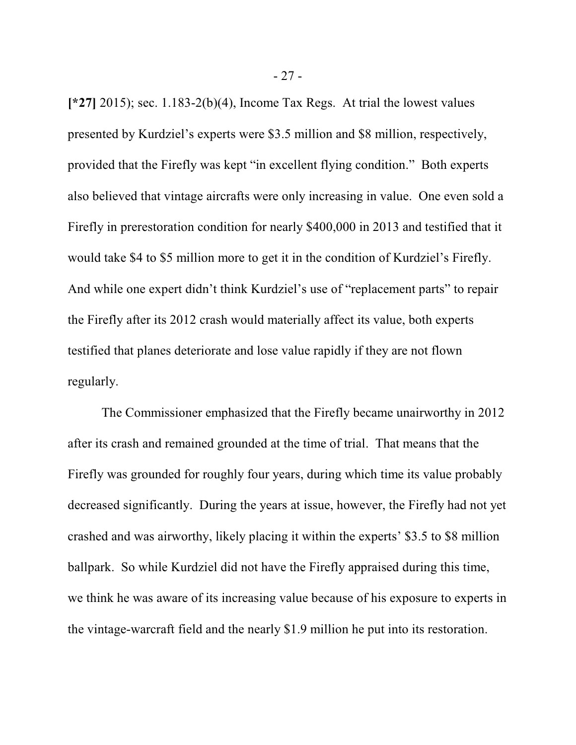**[*27]** 2015); sec. 1.183-2(b)(4), Income Tax Regs. At trial the lowest values presented by Kurdziel's experts were $3.5 million and $8 million, respectively, provided that the Firefly was kept "in excellent flying condition." Both experts also believed that vintage aircrafts were only increasing in value. One even sold a Firefly in prerestoration condition for nearly $400,000 in 2013 and testified that it would take $4 to $5 million more to get it in the condition of Kurdziel's Firefly. And while one expert didn't think Kurdziel's use of "replacement parts" to repair the Firefly after its 2012 crash would materially affect its value, both experts testified that planes deteriorate and lose value rapidly if they are not flown regularly.

The Commissioner emphasized that the Firefly became unairworthy in 2012 after its crash and remained grounded at the time of trial. That means that the Firefly was grounded for roughly four years, during which time its value probably decreased significantly. During the years at issue, however, the Firefly had not yet crashed and was airworthy, likely placing it within the experts' $3.5 to $8 million ballpark. So while Kurdziel did not have the Firefly appraised during this time, we think he was aware of its increasing value because of his exposure to experts in the vintage-warcraft field and the nearly $1.9 million he put into its restoration.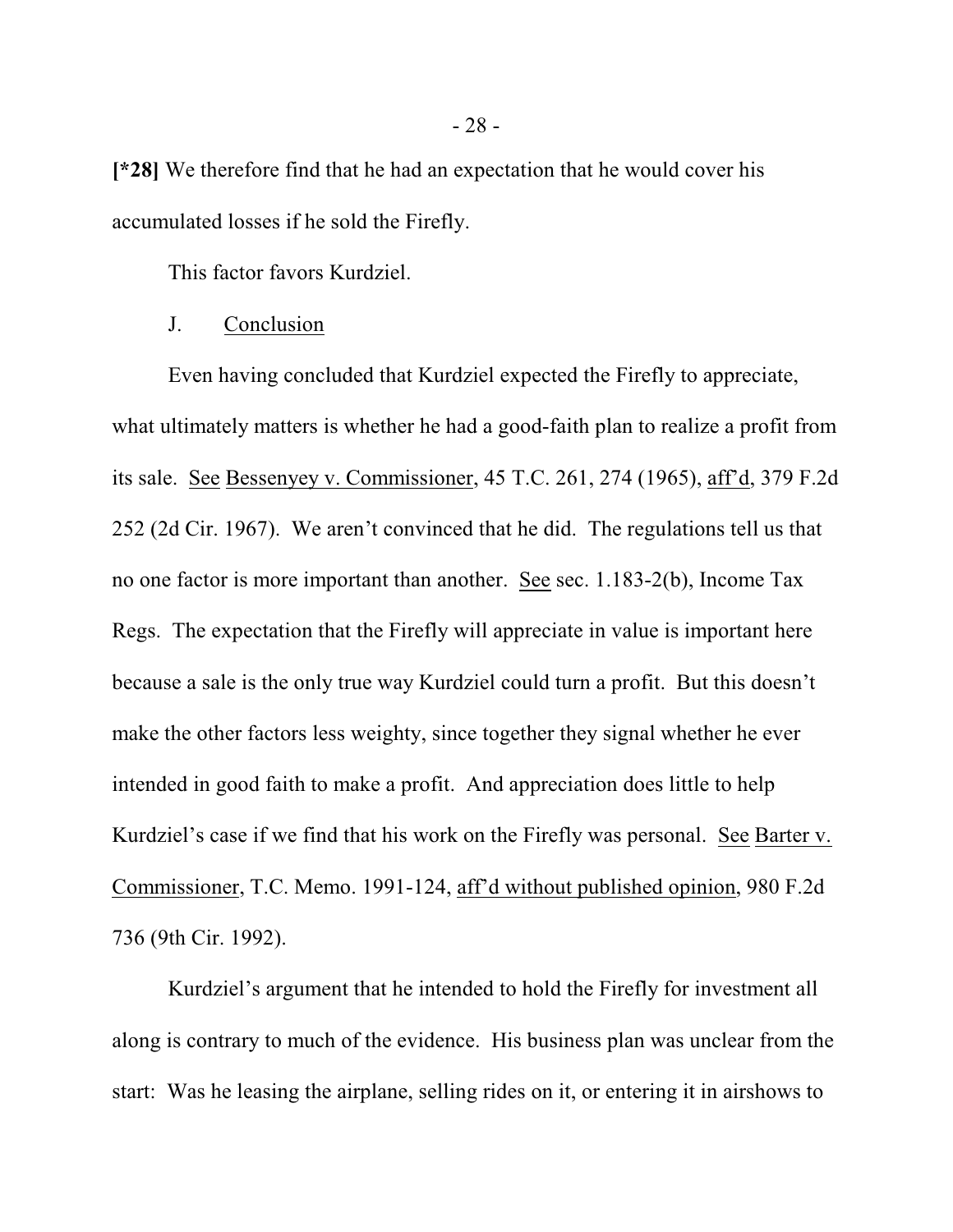**[*28]** We therefore find that he had an expectation that he would cover his accumulated losses if he sold the Firefly.

This factor favors Kurdziel.

J. Conclusion

Even having concluded that Kurdziel expected the Firefly to appreciate, what ultimately matters is whether he had a good-faith plan to realize a profit from its sale. See Bessenyey v. Commissioner, 45 T.C. 261, 274 (1965), aff'd, 379 F.2d 252 (2d Cir. 1967). We aren't convinced that he did. The regulations tell us that no one factor is more important than another. See sec. 1.183-2(b), Income Tax Regs. The expectation that the Firefly will appreciate in value is important here because a sale is the only true way Kurdziel could turn a profit. But this doesn't make the other factors less weighty, since together they signal whether he ever intended in good faith to make a profit. And appreciation does little to help Kurdziel's case if we find that his work on the Firefly was personal. See Barter v. Commissioner, T.C. Memo. 1991-124, aff'd without published opinion, 980 F.2d 736 (9th Cir. 1992).

Kurdziel's argument that he intended to hold the Firefly for investment all along is contrary to much of the evidence. His business plan was unclear from the start: Was he leasing the airplane, selling rides on it, or entering it in airshows to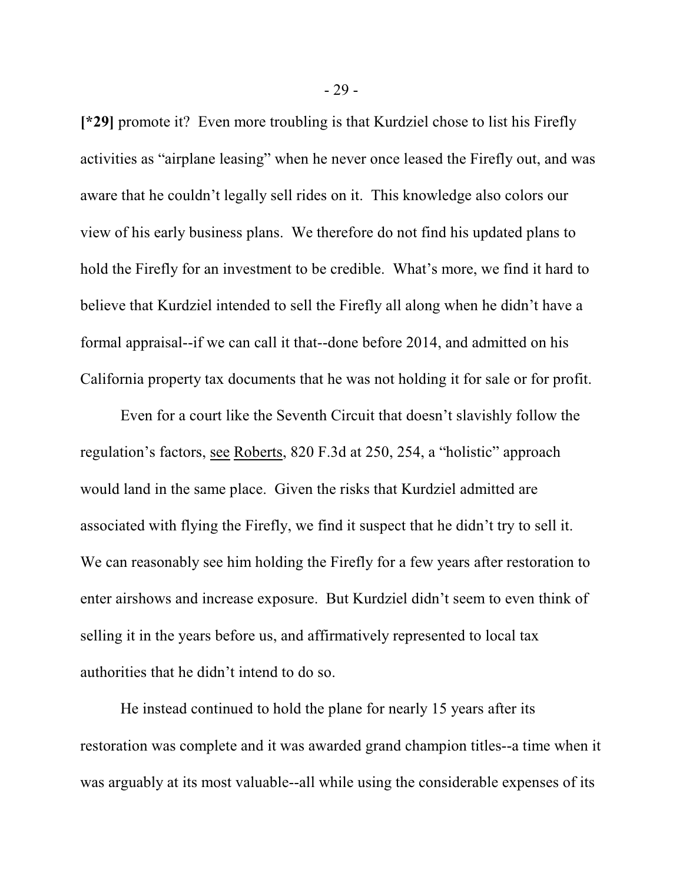**[*29]** promote it? Even more troubling is that Kurdziel chose to list his Firefly activities as "airplane leasing" when he never once leased the Firefly out, and was aware that he couldn't legally sell rides on it. This knowledge also colors our view of his early business plans. We therefore do not find his updated plans to hold the Firefly for an investment to be credible. What's more, we find it hard to believe that Kurdziel intended to sell the Firefly all along when he didn't have a formal appraisal--if we can call it that--done before 2014, and admitted on his California property tax documents that he was not holding it for sale or for profit.

Even for a court like the Seventh Circuit that doesn't slavishly follow the regulation's factors, see Roberts, 820 F.3d at 250, 254, a "holistic" approach would land in the same place. Given the risks that Kurdziel admitted are associated with flying the Firefly, we find it suspect that he didn't try to sell it. We can reasonably see him holding the Firefly for a few years after restoration to enter airshows and increase exposure. But Kurdziel didn't seem to even think of selling it in the years before us, and affirmatively represented to local tax authorities that he didn't intend to do so.

He instead continued to hold the plane for nearly 15 years after its restoration was complete and it was awarded grand champion titles--a time when it was arguably at its most valuable--all while using the considerable expenses of its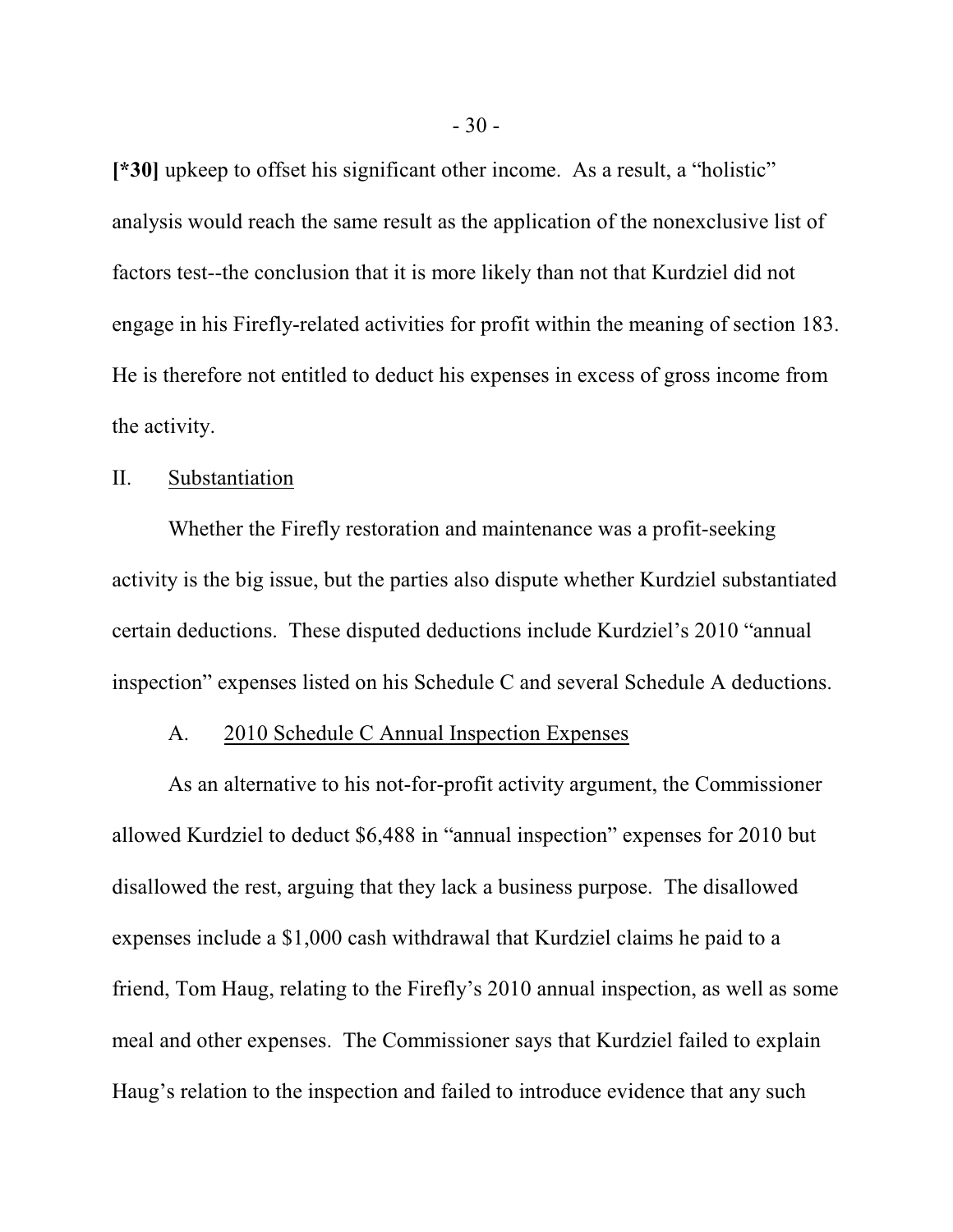**[*30]** upkeep to offset his significant other income. As a result, a "holistic" analysis would reach the same result as the application of the nonexclusive list of factors test--the conclusion that it is more likely than not that Kurdziel did not engage in his Firefly-related activities for profit within the meaning of section 183. He is therefore not entitled to deduct his expenses in excess of gross income from the activity.

## II. <u>Substantiation</u>

Whether the Firefly restoration and maintenance was a profit-seeking activity is the big issue, but the parties also dispute whether Kurdziel substantiated certain deductions. These disputed deductions include Kurdziel's 2010 "annual inspection" expenses listed on his Schedule C and several Schedule A deductions.

### A. <u>2010 Schedule C Annual Inspection Expenses</u>

As an alternative to his not-for-profit activity argument, the Commissioner allowed Kurdziel to deduct $6,488 in "annual inspection" expenses for 2010 but disallowed the rest, arguing that they lack a business purpose. The disallowed expenses include a $1,000 cash withdrawal that Kurdziel claims he paid to a friend, Tom Haug, relating to the Firefly's 2010 annual inspection, as well as some meal and other expenses. The Commissioner says that Kurdziel failed to explain Haug's relation to the inspection and failed to introduce evidence that any such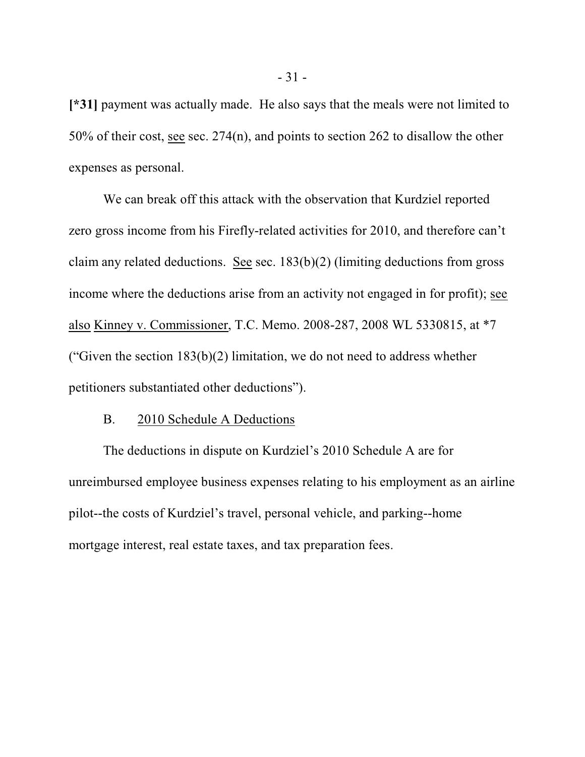**[*31]** payment was actually made. He also says that the meals were not limited to 50% of their cost, see sec. 274(n), and points to section 262 to disallow the other expenses as personal.

We can break off this attack with the observation that Kurdziel reported zero gross income from his Firefly-related activities for 2010, and therefore can't claim any related deductions. See sec. 183(b)(2) (limiting deductions from gross income where the deductions arise from an activity not engaged in for profit); see also Kinney v. Commissioner, T.C. Memo. 2008-287, 2008 WL 5330815, at *7 ("Given the section 183(b)(2) limitation, we do not need to address whether petitioners substantiated other deductions").

B. 2010 Schedule A Deductions

The deductions in dispute on Kurdziel's 2010 Schedule A are for unreimbursed employee business expenses relating to his employment as an airline pilot--the costs of Kurdziel's travel, personal vehicle, and parking--home mortgage interest, real estate taxes, and tax preparation fees.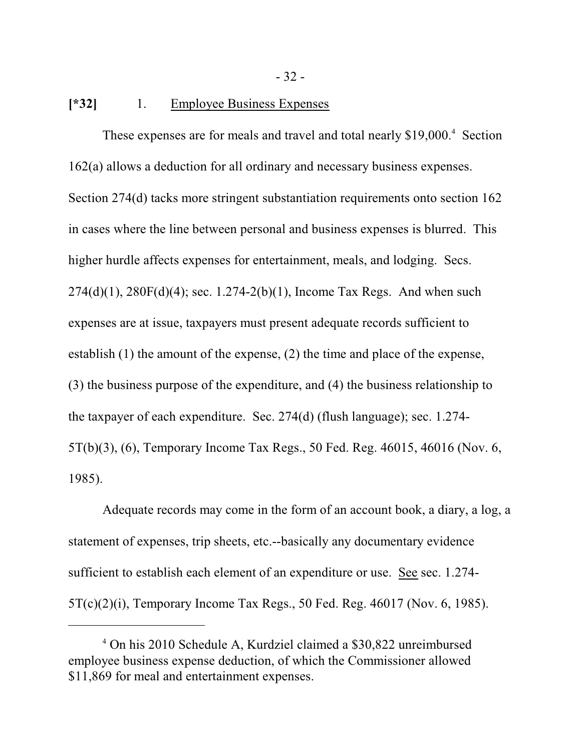**[*32]** 1. Employee Business Expenses

These expenses are for meals and travel and total nearly $19,000.[4] Section 162(a) allows a deduction for all ordinary and necessary business expenses. Section 274(d) tacks more stringent substantiation requirements onto section 162 in cases where the line between personal and business expenses is blurred. This higher hurdle affects expenses for entertainment, meals, and lodging. Secs. 274(d)(1), 280F(d)(4); sec. 1.274-2(b)(1), Income Tax Regs. And when such expenses are at issue, taxpayers must present adequate records sufficient to establish (1) the amount of the expense, (2) the time and place of the expense, (3) the business purpose of the expenditure, and (4) the business relationship to the taxpayer of each expenditure. Sec. 274(d) (flush language); sec. 1.274-5T(b)(3), (6), Temporary Income Tax Regs., 50 Fed. Reg. 46015, 46016 (Nov. 6, 1985).

Adequate records may come in the form of an account book, a diary, a log, a statement of expenses, trip sheets, etc.--basically any documentary evidence sufficient to establish each element of an expenditure or use. See sec. 1.274-5T(c)(2)(i), Temporary Income Tax Regs., 50 Fed. Reg. 46017 (Nov. 6, 1985).

---

[4] On his 2010 Schedule A, Kurdziel claimed a $30,822 unreimbursed employee business expense deduction, of which the Commissioner allowed $11,869 for meal and entertainment expenses.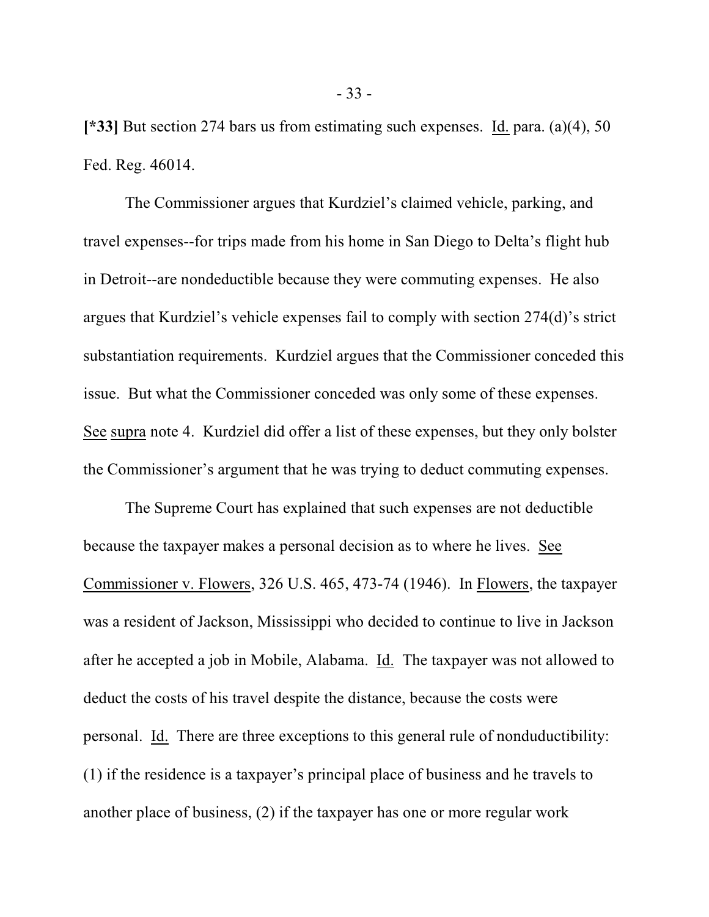**[*33]** But section 274 bars us from estimating such expenses. Id. para. (a)(4), 50 Fed. Reg. 46014.

The Commissioner argues that Kurdziel's claimed vehicle, parking, and travel expenses--for trips made from his home in San Diego to Delta's flight hub in Detroit--are nondeductible because they were commuting expenses. He also argues that Kurdziel's vehicle expenses fail to comply with section 274(d)'s strict substantiation requirements. Kurdziel argues that the Commissioner conceded this issue. But what the Commissioner conceded was only some of these expenses. See supra note 4. Kurdziel did offer a list of these expenses, but they only bolster the Commissioner's argument that he was trying to deduct commuting expenses.

The Supreme Court has explained that such expenses are not deductible because the taxpayer makes a personal decision as to where he lives. See Commissioner v. Flowers, 326 U.S. 465, 473-74 (1946). In Flowers, the taxpayer was a resident of Jackson, Mississippi who decided to continue to live in Jackson after he accepted a job in Mobile, Alabama. Id. The taxpayer was not allowed to deduct the costs of his travel despite the distance, because the costs were personal. Id. There are three exceptions to this general rule of nonduductibility: (1) if the residence is a taxpayer's principal place of business and he travels to another place of business, (2) if the taxpayer has one or more regular work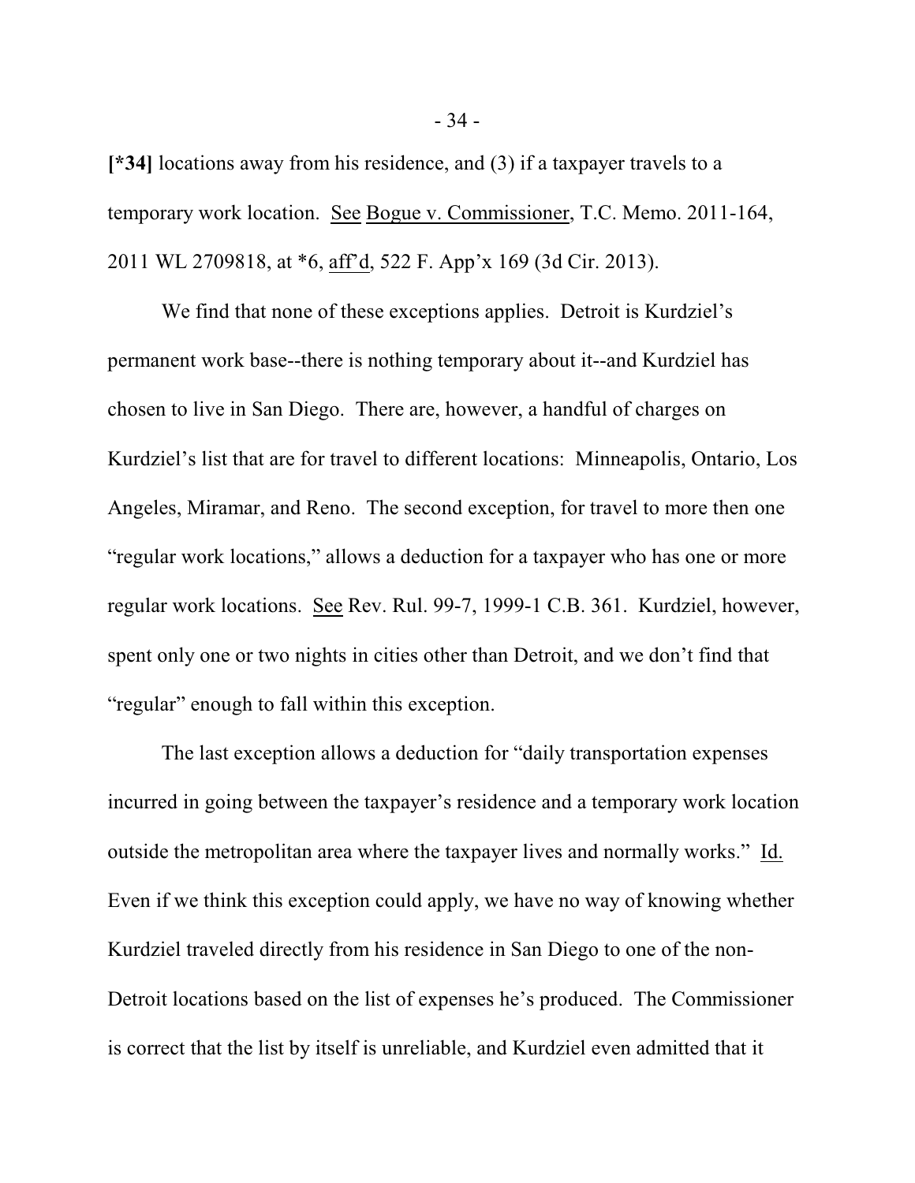[*34] locations away from his residence, and (3) if a taxpayer travels to a temporary work location. See Bogue v. Commissioner, T.C. Memo. 2011-164, 2011 WL 2709818, at *6, aff'd, 522 F. App'x 169 (3d Cir. 2013).

We find that none of these exceptions applies. Detroit is Kurdziel's permanent work base--there is nothing temporary about it--and Kurdziel has chosen to live in San Diego. There are, however, a handful of charges on Kurdziel's list that are for travel to different locations: Minneapolis, Ontario, Los Angeles, Miramar, and Reno. The second exception, for travel to more then one "regular work locations," allows a deduction for a taxpayer who has one or more regular work locations. See Rev. Rul. 99-7, 1999-1 C.B. 361. Kurdziel, however, spent only one or two nights in cities other than Detroit, and we don't find that "regular" enough to fall within this exception.

The last exception allows a deduction for "daily transportation expenses incurred in going between the taxpayer's residence and a temporary work location outside the metropolitan area where the taxpayer lives and normally works." Id. Even if we think this exception could apply, we have no way of knowing whether Kurdziel traveled directly from his residence in San Diego to one of the non-Detroit locations based on the list of expenses he's produced. The Commissioner is correct that the list by itself is unreliable, and Kurdziel even admitted that it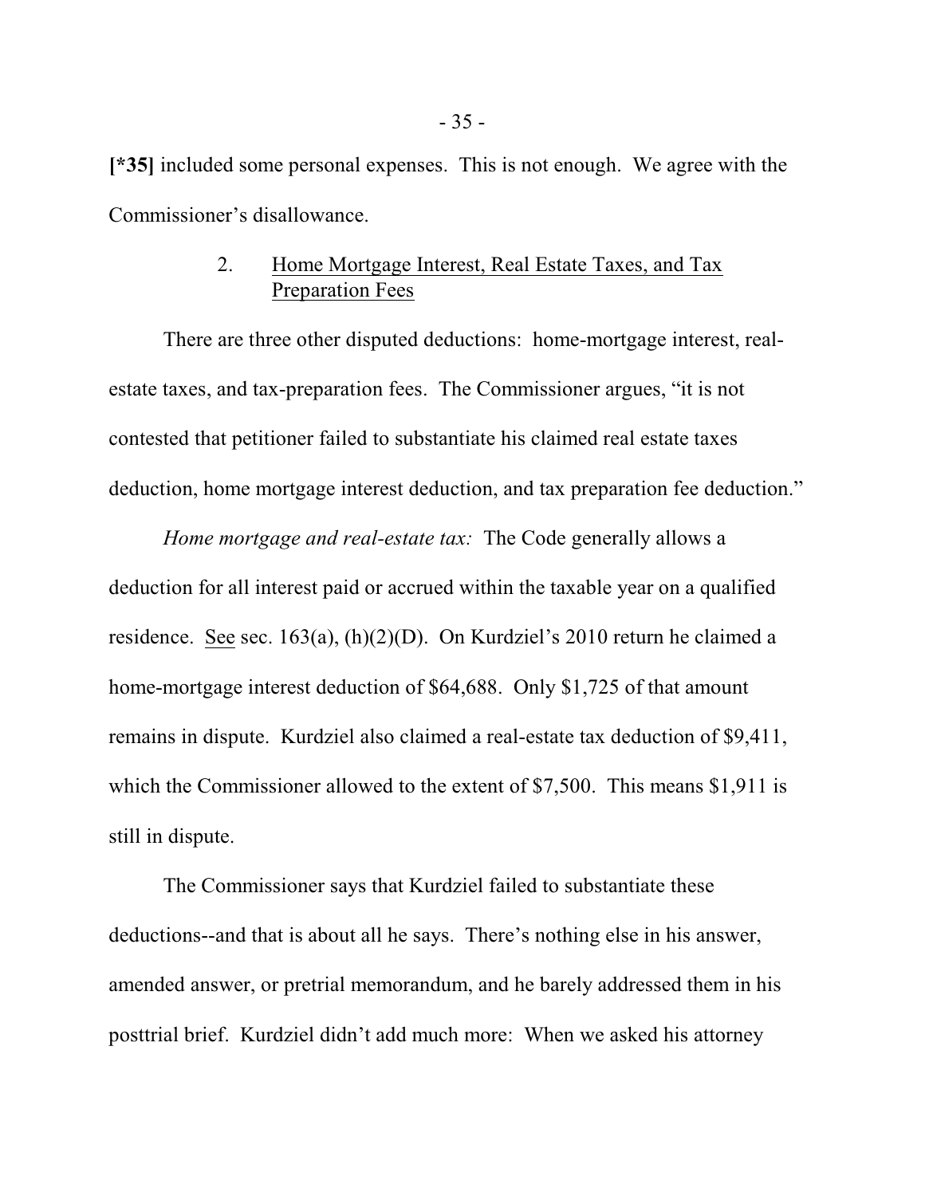[*35] included some personal expenses. This is not enough. We agree with the Commissioner's disallowance.

### 2. Home Mortgage Interest, Real Estate Taxes, and Tax Preparation Fees

There are three other disputed deductions: home-mortgage interest, real-estate taxes, and tax-preparation fees. The Commissioner argues, "it is not contested that petitioner failed to substantiate his claimed real estate taxes deduction, home mortgage interest deduction, and tax preparation fee deduction."

*Home mortgage and real-estate tax:* The Code generally allows a deduction for all interest paid or accrued within the taxable year on a qualified residence. See sec. 163(a), (h)(2)(D). On Kurdziel's 2010 return he claimed a home-mortgage interest deduction of $64,688. Only $1,725 of that amount remains in dispute. Kurdziel also claimed a real-estate tax deduction of $9,411, which the Commissioner allowed to the extent of $7,500. This means $1,911 is still in dispute.

The Commissioner says that Kurdziel failed to substantiate these deductions--and that is about all he says. There's nothing else in his answer, amended answer, or pretrial memorandum, and he barely addressed them in his posttrial brief. Kurdziel didn't add much more: When we asked his attorney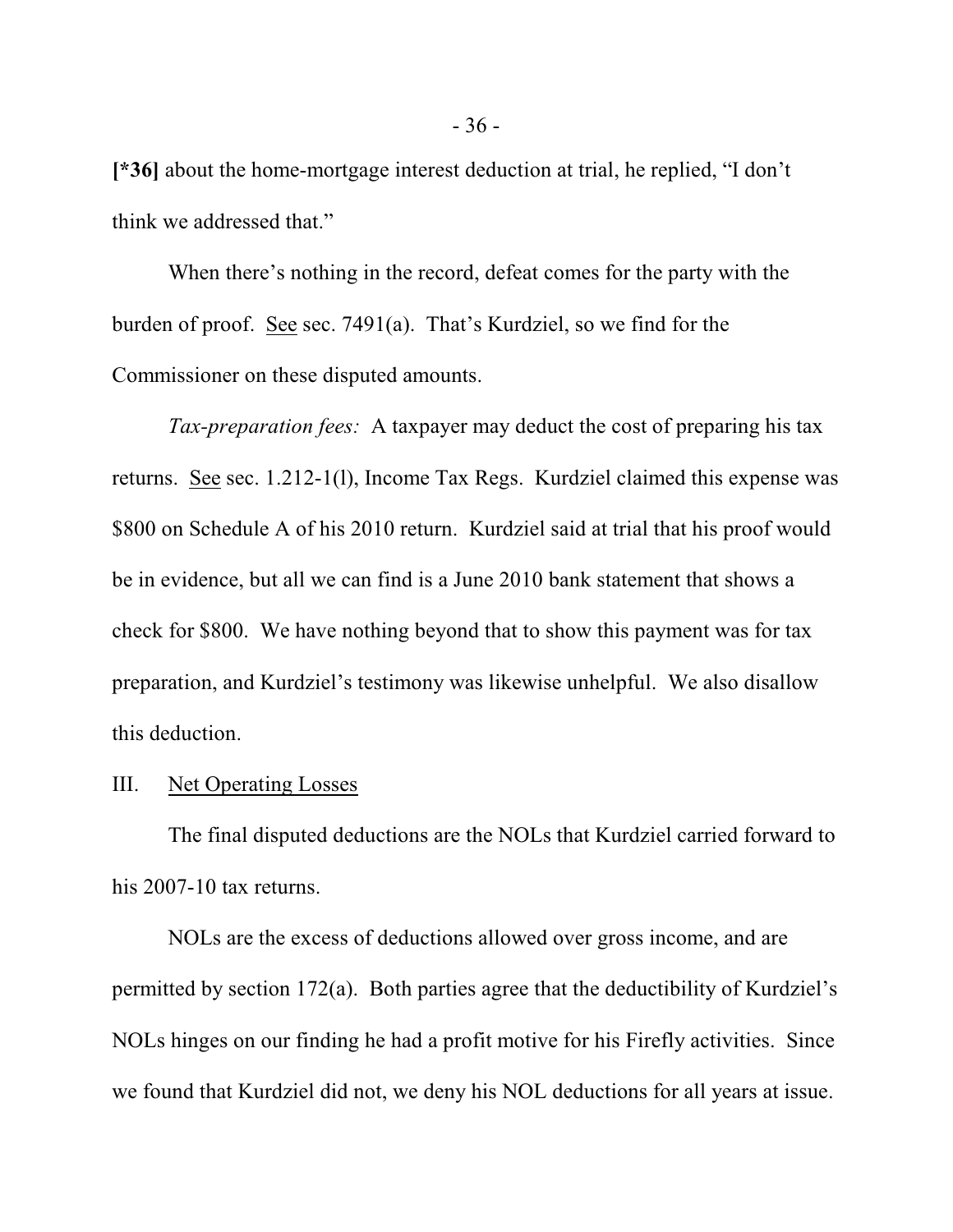**[*36]** about the home-mortgage interest deduction at trial, he replied, "I don't think we addressed that."

When there's nothing in the record, defeat comes for the party with the burden of proof. See sec. 7491(a). That's Kurdziel, so we find for the Commissioner on these disputed amounts.

*Tax-preparation fees:* A taxpayer may deduct the cost of preparing his tax returns. See sec. 1.212-1(l), Income Tax Regs. Kurdziel claimed this expense was $800 on Schedule A of his 2010 return. Kurdziel said at trial that his proof would be in evidence, but all we can find is a June 2010 bank statement that shows a check for $800. We have nothing beyond that to show this payment was for tax preparation, and Kurdziel's testimony was likewise unhelpful. We also disallow this deduction.

## III. Net Operating Losses

The final disputed deductions are the NOLs that Kurdziel carried forward to his 2007-10 tax returns.

NOLs are the excess of deductions allowed over gross income, and are permitted by section 172(a). Both parties agree that the deductibility of Kurdziel's NOLs hinges on our finding he had a profit motive for his Firefly activities. Since we found that Kurdziel did not, we deny his NOL deductions for all years at issue.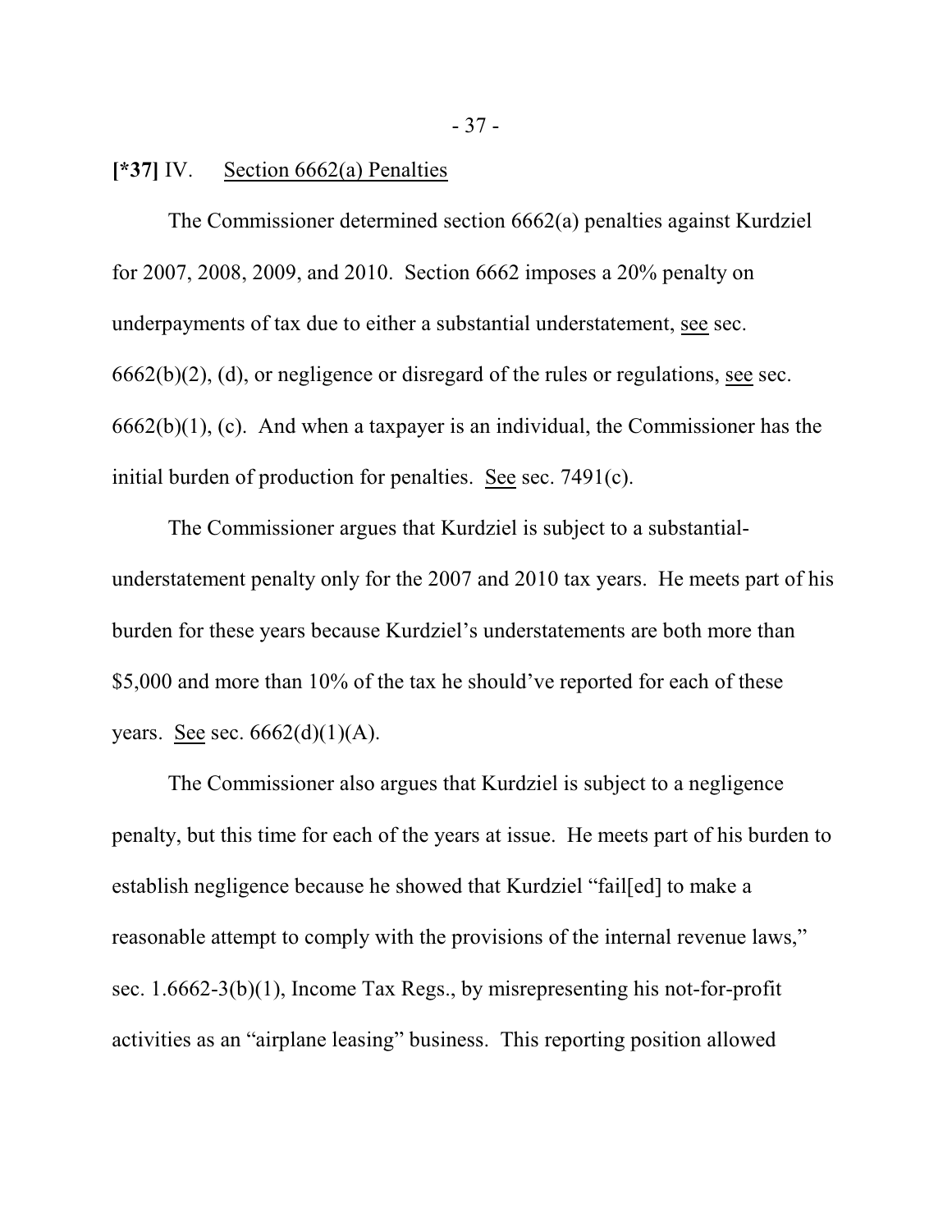**[*37]** IV. Section 6662(a) Penalties

The Commissioner determined section 6662(a) penalties against Kurdziel for 2007, 2008, 2009, and 2010. Section 6662 imposes a 20% penalty on underpayments of tax due to either a substantial understatement, see sec. 6662(b)(2), (d), or negligence or disregard of the rules or regulations, see sec. 6662(b)(1), (c). And when a taxpayer is an individual, the Commissioner has the initial burden of production for penalties. See sec. 7491(c).

The Commissioner argues that Kurdziel is subject to a substantial-understatement penalty only for the 2007 and 2010 tax years. He meets part of his burden for these years because Kurdziel's understatements are both more than $5,000 and more than 10% of the tax he should've reported for each of these years. See sec. 6662(d)(1)(A).

The Commissioner also argues that Kurdziel is subject to a negligence penalty, but this time for each of the years at issue. He meets part of his burden to establish negligence because he showed that Kurdziel "fail[ed] to make a reasonable attempt to comply with the provisions of the internal revenue laws," sec. 1.6662-3(b)(1), Income Tax Regs., by misrepresenting his not-for-profit activities as an "airplane leasing" business. This reporting position allowed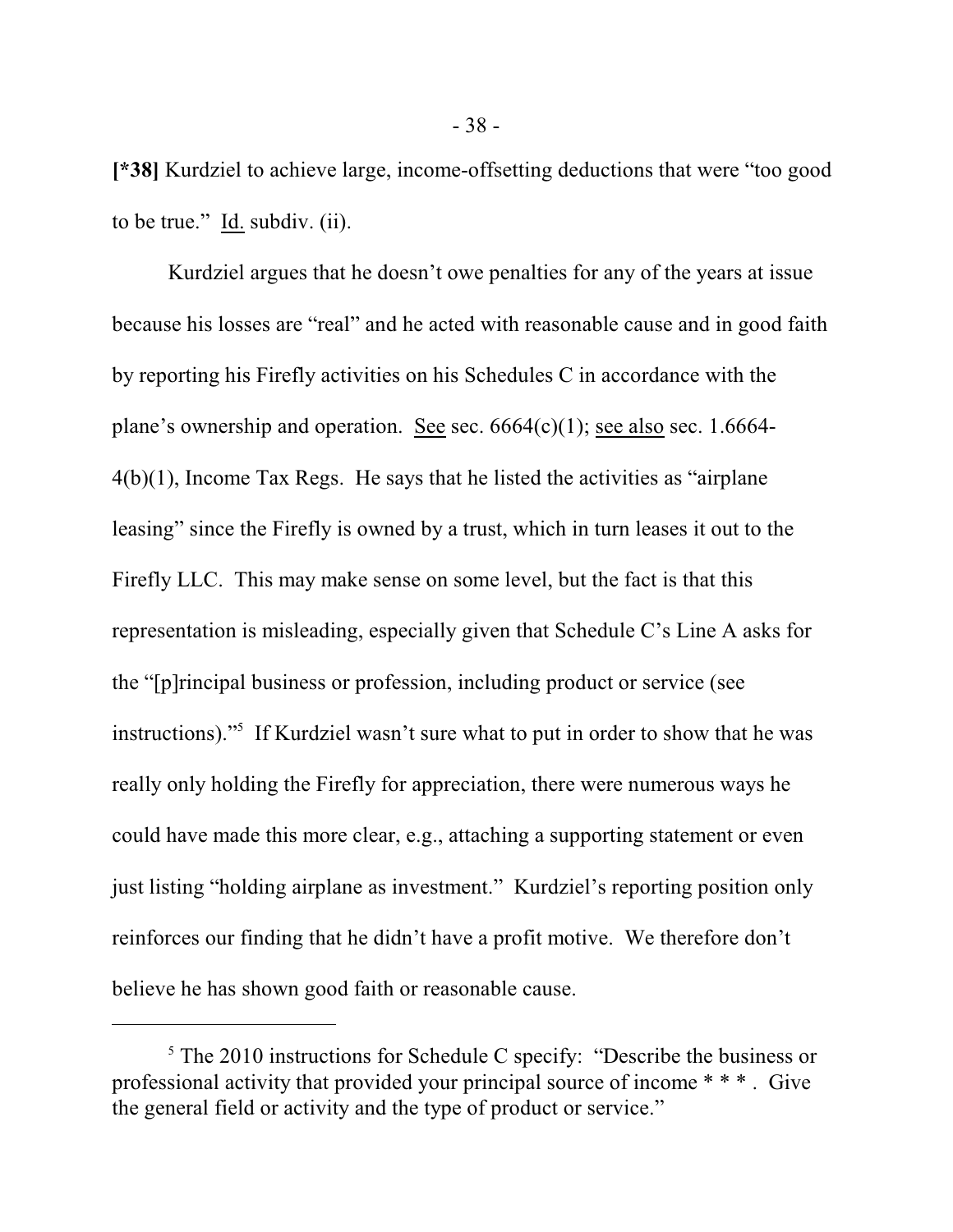**[*38]** Kurdziel to achieve large, income-offsetting deductions that were "too good to be true." Id. subdiv. (ii).

Kurdziel argues that he doesn't owe penalties for any of the years at issue because his losses are "real" and he acted with reasonable cause and in good faith by reporting his Firefly activities on his Schedules C in accordance with the plane's ownership and operation. See sec. 6664(c)(1); see also sec. 1.6664-4(b)(1), Income Tax Regs. He says that he listed the activities as "airplane leasing" since the Firefly is owned by a trust, which in turn leases it out to the Firefly LLC. This may make sense on some level, but the fact is that this representation is misleading, especially given that Schedule C's Line A asks for the "[p]rincipal business or profession, including product or service (see instructions)."[5] If Kurdziel wasn't sure what to put in order to show that he was really only holding the Firefly for appreciation, there were numerous ways he could have made this more clear, e.g., attaching a supporting statement or even just listing "holding airplane as investment." Kurdziel's reporting position only reinforces our finding that he didn't have a profit motive. We therefore don't believe he has shown good faith or reasonable cause.

---

[5] The 2010 instructions for Schedule C specify: "Describe the business or professional activity that provided your principal source of income * * * . Give the general field or activity and the type of product or service."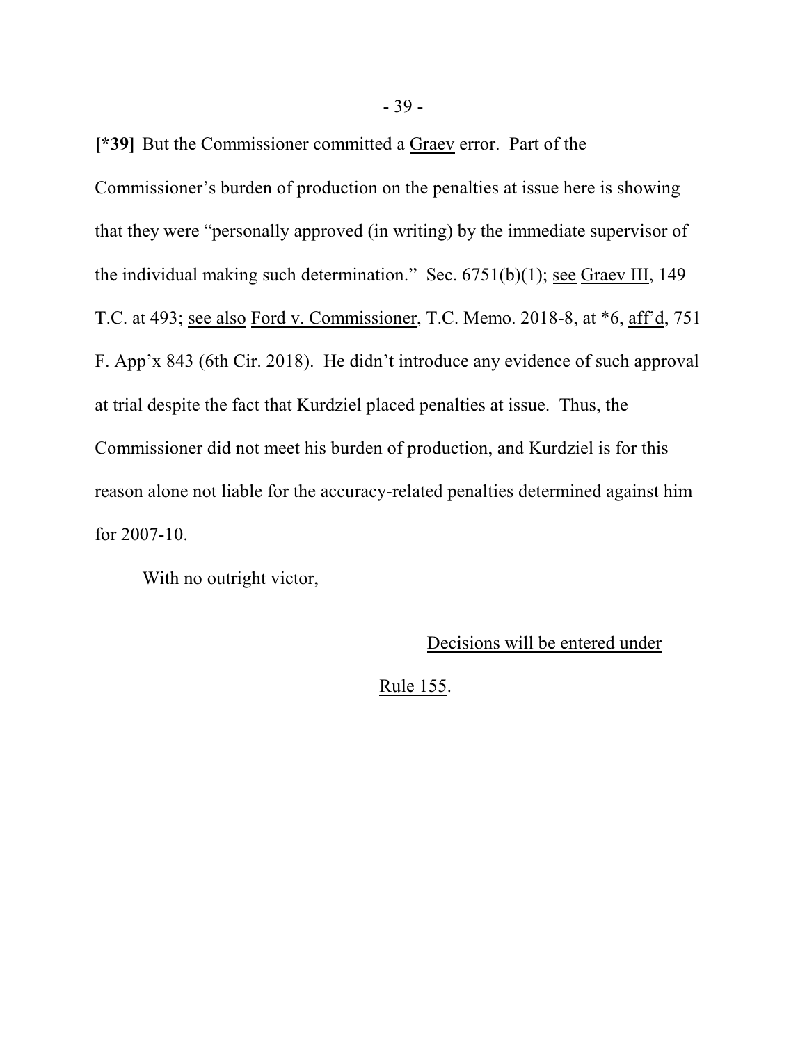**[*39]** But the Commissioner committed a Graev error. Part of the Commissioner's burden of production on the penalties at issue here is showing that they were "personally approved (in writing) by the immediate supervisor of the individual making such determination." Sec. 6751(b)(1); see Graev III, 149 T.C. at 493; see also Ford v. Commissioner, T.C. Memo. 2018-8, at *6, aff'd, 751 F. App'x 843 (6th Cir. 2018). He didn't introduce any evidence of such approval at trial despite the fact that Kurdziel placed penalties at issue. Thus, the Commissioner did not meet his burden of production, and Kurdziel is for this reason alone not liable for the accuracy-related penalties determined against him for 2007-10.

With no outright victor,

Decisions will be entered under Rule 155.